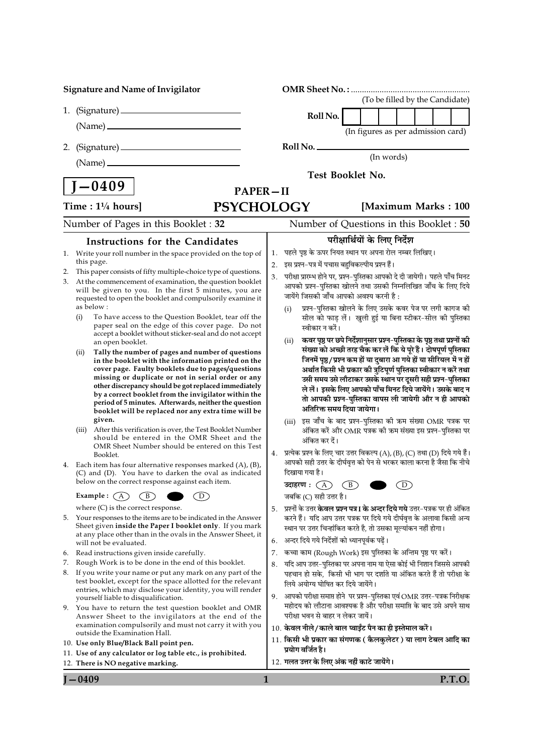**Signature and Name of Invigilator**

1. (Signature) ______________________

   (Name) ______________________

2. (Signature) ______________________

   (Name) ______________________

**OMR Sheet No. :** ............................................

(To be filled by the Candidate)

**Roll No.** | | | | | | | | |

(In figures as per admission card)

**Roll No.** ______________________

(In words)

**Test Booklet No.**

# J—0409

## PAPER—II

## PSYCHOLOGY

**Time : 1¼ hours]** **[Maximum Marks : 100**

Number of Pages in this Booklet : **32** Number of Questions in this Booklet : **50**

### Instructions for the Candidates

1. Write your roll number in the space provided on the top of this page.
2. This paper consists of fifty multiple-choice type of questions.
3. At the commencement of examination, the question booklet will be given to you. In the first 5 minutes, you are requested to open the booklet and compulsorily examine it as below :
   - (i) To have access to the Question Booklet, tear off the paper seal on the edge of this cover page. Do not accept a booklet without sticker-seal and do not accept an open booklet.
   - (ii) **Tally the number of pages and number of questions in the booklet with the information printed on the cover page. Faulty booklets due to pages/questions missing or duplicate or not in serial order or any other discrepancy should be got replaced immediately by a correct booklet from the invigilator within the period of 5 minutes. Afterwards, neither the question booklet will be replaced nor any extra time will be given.**
   - (iii) After this verification is over, the Test Booklet Number should be entered in the OMR Sheet and the OMR Sheet Number should be entered on this Test Booklet.
4. Each item has four alternative responses marked (A), (B), (C) and (D). You have to darken the oval as indicated below on the correct response against each item.

   **Example :** (A) (B) ● (D)

   where (C) is the correct response.
5. Your responses to the items are to be indicated in the Answer Sheet given **inside the Paper I booklet only**. If you mark at any place other than in the ovals in the Answer Sheet, it will not be evaluated.
6. Read instructions given inside carefully.
7. Rough Work is to be done in the end of this booklet.
8. If you write your name or put any mark on any part of the test booklet, except for the space allotted for the relevant entries, which may disclose your identity, you will render yourself liable to disqualification.
9. You have to return the test question booklet and OMR Answer Sheet to the invigilators at the end of the examination compulsorily and must not carry it with you outside the Examination Hall.
10. **Use only Blue/Black Ball point pen.**
11. **Use of any calculator or log table etc., is prohibited.**
12. **There is NO negative marking.**

### परीक्षार्थियों के लिए निर्देश

1. पहले पृष्ठ के ऊपर नियत स्थान पर अपना रोल नम्बर लिखिए।
2. इस प्रश्न-पत्र में पचास बहुविकल्पीय प्रश्न हैं।
3. परीक्षा प्रारम्भ होने पर, प्रश्न-पुस्तिका आपको दे दी जायेगी। पहले पाँच मिनट आपको प्रश्न-पुस्तिका खोलने तथा उसकी निम्नलिखित जाँच के लिए दिये जायेंगे जिसकी जाँच आपको अवश्य करनी है :
   - (i) प्रश्न-पुस्तिका खोलने के लिए उसके कवर पेज पर लगी कागज की सील को फाड़ लें। खुली हुई या बिना स्टीकर-सील की पुस्तिका स्वीकार न करें।
   - (ii) **कवर पृष्ठ पर छपे निर्देशानुसार प्रश्न-पुस्तिका के पृष्ठ तथा प्रश्नों की संख्या को अच्छी तरह चैक कर लें कि ये पूरे हैं। दोषपूर्ण पुस्तिका जिनमें पृष्ठ/प्रश्न कम हों या दुबारा आ गये हों या सीरियल में न हों अर्थात किसी भी प्रकार की त्रुटिपूर्ण पुस्तिका स्वीकार न करें तथा उसी समय उसे लौटाकर उसके स्थान पर दूसरी सही प्रश्न-पुस्तिका ले लें। इसके लिए आपको पाँच मिनट दिये जायेंगे। उसके बाद न तो आपकी प्रश्न-पुस्तिका वापस ली जायेगी और न ही आपको अतिरिक्त समय दिया जायेगा।**
   - (iii) इस जाँच के बाद प्रश्न-पुस्तिका की क्रम संख्या OMR पत्रक पर अंकित करें और OMR पत्रक की क्रम संख्या इस प्रश्न-पुस्तिका पर अंकित कर दें।
4. प्रत्येक प्रश्न के लिए चार उत्तर विकल्प (A), (B), (C) तथा (D) दिये गये हैं। आपको सही उत्तर के दीर्घवृत्त को पेन से भरकर काला करना है जैसा कि नीचे दिखाया गया है।

   **उदाहरण :** (A) (B) ● (D)

   जबकि (C) सही उत्तर है।
5. प्रश्नों के उत्तर **केवल प्रश्न पत्र I के अन्दर दिये गये** उत्तर-पत्रक पर ही अंकित करने हैं। यदि आप उत्तर पत्रक पर दिये गये दीर्घवृत्त के अलावा किसी अन्य स्थान पर उत्तर चिन्हांकित करते है, तो उसका मूल्यांकन नहीं होगा।
6. अन्दर दिये गये निर्देशों को ध्यानपूर्वक पढ़ें।
7. कच्चा काम (Rough Work) इस पुस्तिका के अन्तिम पृष्ठ पर करें।
8. यदि आप उत्तर-पुस्तिका पर अपना नाम या ऐसा कोई भी निशान जिससे आपकी पहचान हो सके, किसी भी भाग पर दर्शाते या अंकित करते हैं तो परीक्षा के लिये अयोग्य घोषित कर दिये जायेंगे।
9. आपको परीक्षा समाप्त होने पर प्रश्न-पुस्तिका एवं OMR उत्तर-पत्रक निरीक्षक महोदय को लौटाना आवश्यक है और परीक्षा समाप्ति के बाद उसे अपने साथ परीक्षा भवन से बाहर न लेकर जायें।
10. **केवल नीले/काले बाल प्वाईंट पैन का ही इस्तेमाल करें।**
11. **किसी भी प्रकार का संगणक ( कैलकुलेटर ) या लाग टेबल आदि का प्रयोग वर्जित है।**
12. **गलत उत्तर के लिए अंक नहीं काटे जायेंगे।**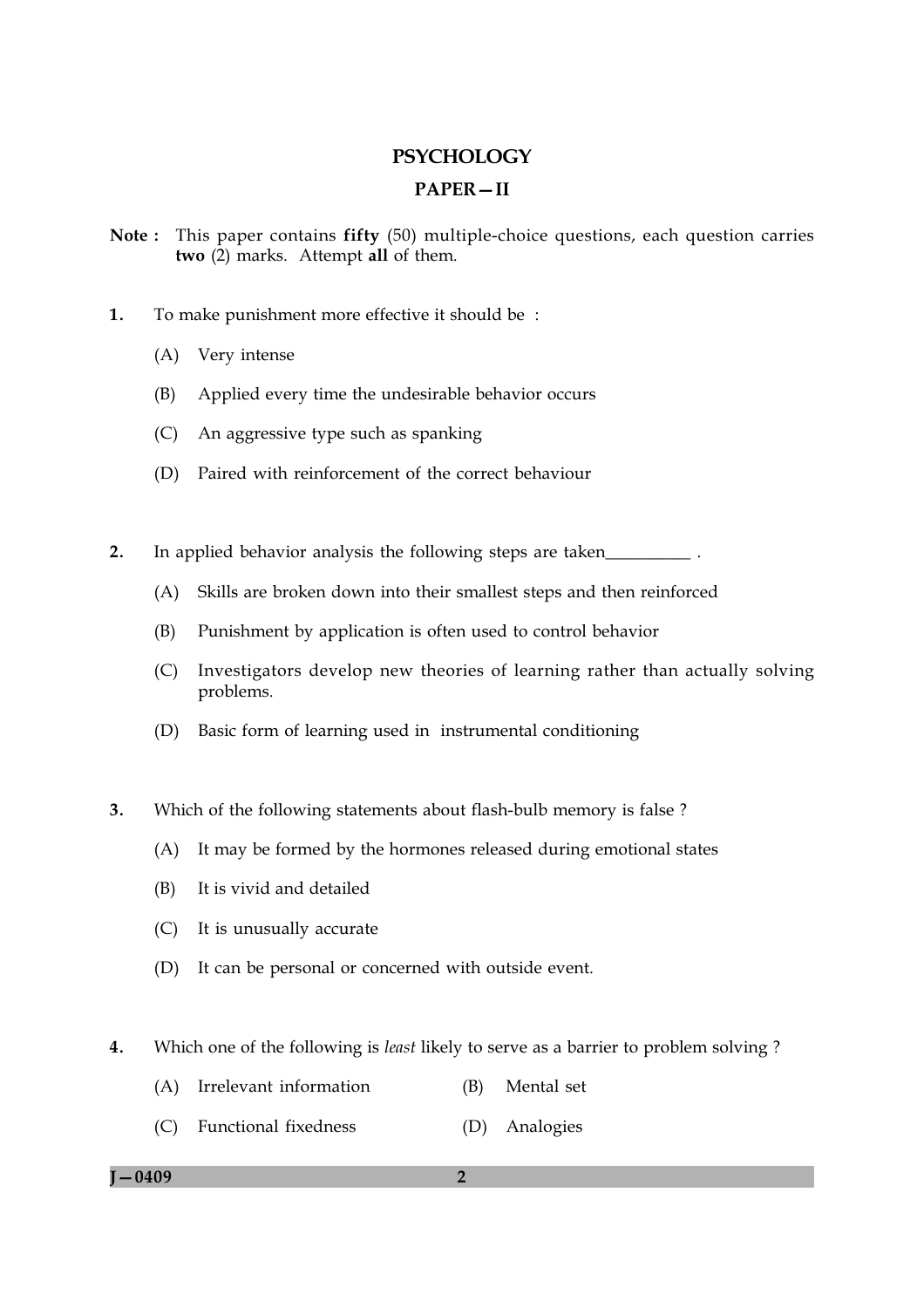# PSYCHOLOGY

## PAPER—II

**Note :** This paper contains **fifty** (50) multiple-choice questions, each question carries **two** (2) marks. Attempt **all** of them.

**1.** To make punishment more effective it should be :

(A) Very intense

(B) Applied every time the undesirable behavior occurs

(C) An aggressive type such as spanking

(D) Paired with reinforcement of the correct behaviour

**2.** In applied behavior analysis the following steps are taken__________ .

(A) Skills are broken down into their smallest steps and then reinforced

(B) Punishment by application is often used to control behavior

(C) Investigators develop new theories of learning rather than actually solving problems.

(D) Basic form of learning used in instrumental conditioning

**3.** Which of the following statements about flash-bulb memory is false ?

(A) It may be formed by the hormones released during emotional states

(B) It is vivid and detailed

(C) It is unusually accurate

(D) It can be personal or concerned with outside event.

**4.** Which one of the following is *least* likely to serve as a barrier to problem solving ?

(A) Irrelevant information

(B) Mental set

(C) Functional fixedness

(D) Analogies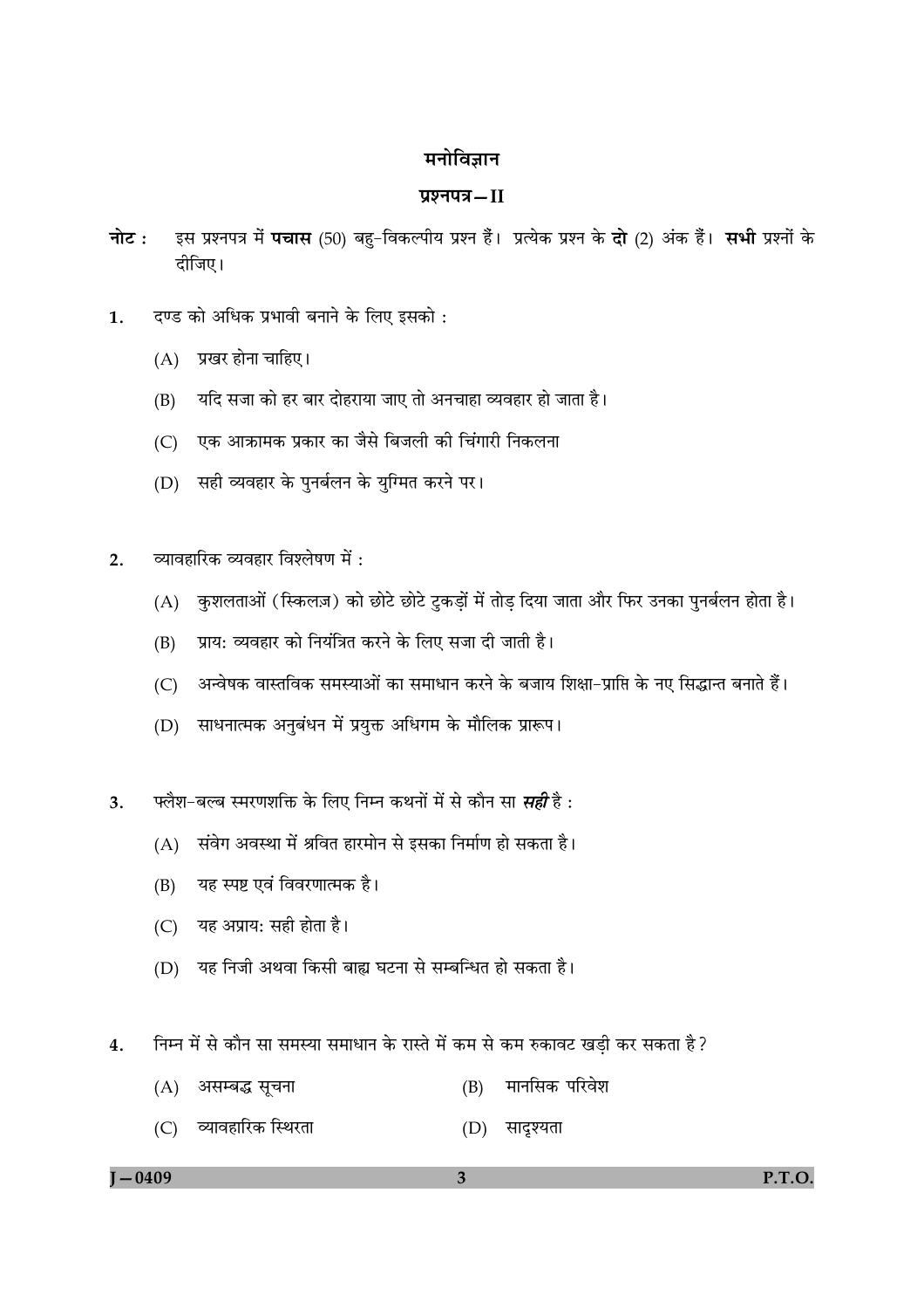# मनोविज्ञान

## प्रश्नपत्र – II

**नोट :** इस प्रश्नपत्र में **पचास** (50) बहु-विकल्पीय प्रश्न हैं। प्रत्येक प्रश्न के **दो** (2) अंक हैं। **सभी** प्रश्नों के दीजिए।

1. दण्ड को अधिक प्रभावी बनाने के लिए इसको :
   - (A) प्रखर होना चाहिए।
   - (B) यदि सजा को हर बार दोहराया जाए तो अनचाहा व्यवहार हो जाता है।
   - (C) एक आक्रामक प्रकार का जैसे बिजली की चिंगारी निकलना
   - (D) सही व्यवहार के पुनर्बलन के युग्मित करने पर।

2. व्यावहारिक व्यवहार विश्लेषण में :
   - (A) कुशलताओं (स्किलज़) को छोटे छोटे टुकड़ों में तोड़ दिया जाता और फिर उनका पुनर्बलन होता है।
   - (B) प्राय: व्यवहार को नियंत्रित करने के लिए सजा दी जाती है।
   - (C) अन्वेषक वास्तविक समस्याओं का समाधान करने के बजाय शिक्षा-प्राप्ति के नए सिद्धान्त बनाते हैं।
   - (D) साधनात्मक अनुबंधन में प्रयुक्त अधिगम के मौलिक प्रारूप।

3. फ्लैश-बल्ब स्मरणशक्ति के लिए निम्न कथनों में से कौन सा ***सही*** है :
   - (A) संवेग अवस्था में श्रवित हारमोन से इसका निर्माण हो सकता है।
   - (B) यह स्पष्ट एवं विवरणात्मक है।
   - (C) यह अप्राय: सही होता है।
   - (D) यह निजी अथवा किसी बाह्य घटना से सम्बन्धित हो सकता है।

4. निम्न में से कौन सा समस्या समाधान के रास्ते में कम से कम रुकावट खड़ी कर सकता है?
   - (A) असम्बद्ध सूचना
   - (B) मानसिक परिवेश
   - (C) व्यावहारिक स्थिरता
   - (D) सादृश्यता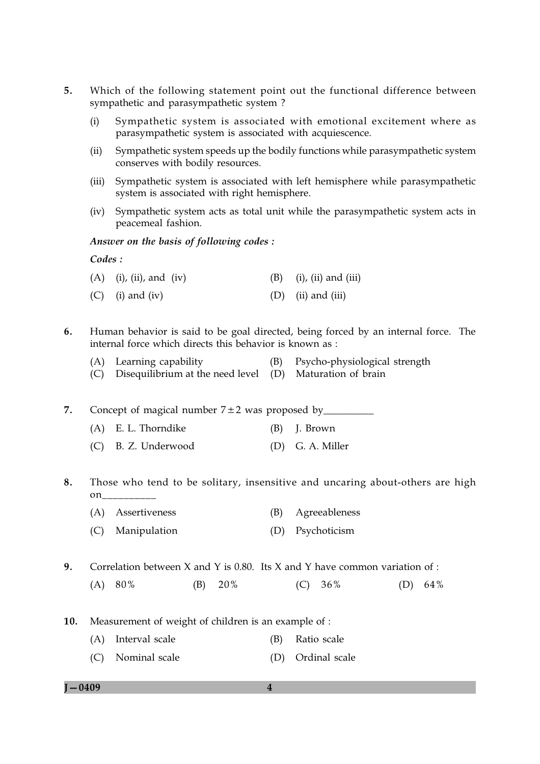5. Which of the following statement point out the functional difference between sympathetic and parasympathetic system ?

   (i) Sympathetic system is associated with emotional excitement where as parasympathetic system is associated with acquiescence.

   (ii) Sympathetic system speeds up the bodily functions while parasympathetic system conserves with bodily resources.

   (iii) Sympathetic system is associated with left hemisphere while parasympathetic system is associated with right hemisphere.

   (iv) Sympathetic system acts as total unit while the parasympathetic system acts in peacemeal fashion.

   ***Answer on the basis of following codes :***

   ***Codes :***

   (A) (i), (ii), and (iv) (B) (i), (ii) and (iii)

   (C) (i) and (iv) (D) (ii) and (iii)

6. Human behavior is said to be goal directed, being forced by an internal force. The internal force which directs this behavior is known as :

   (A) Learning capability (B) Psycho-physiological strength

   (C) Disequilibrium at the need level (D) Maturation of brain

7. Concept of magical number $7 \pm 2$ was proposed by__________

   (A) E. L. Thorndike (B) J. Brown

   (C) B. Z. Underwood (D) G. A. Miller

8. Those who tend to be solitary, insensitive and uncaring about-others are high on__________

   (A) Assertiveness (B) Agreeableness

   (C) Manipulation (D) Psychoticism

9. Correlation between X and Y is 0.80. Its X and Y have common variation of :

   (A) 80% (B) 20% (C) 36% (D) 64%

10. Measurement of weight of children is an example of :

    (A) Interval scale (B) Ratio scale

    (C) Nominal scale (D) Ordinal scale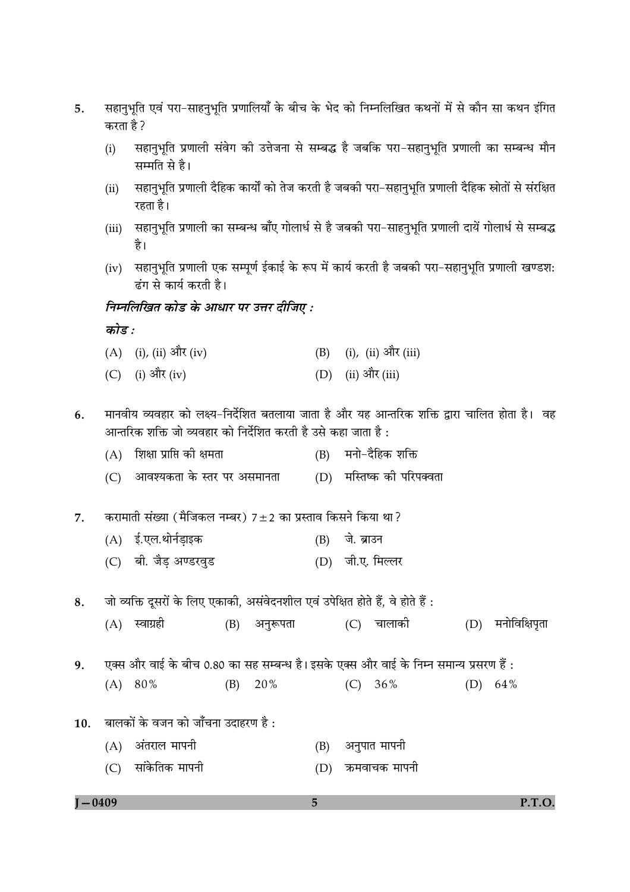5. सहानुभूति एवं परा-साहनुभूति प्रणालियाँ के बीच के भेद को निम्नलिखित कथनों में से कौन सा कथन इंगित करता है ?

   (i) सहानुभूति प्रणाली संवेग की उत्तेजना से सम्बद्ध है जबकि परा-सहानुभूति प्रणाली का सम्बन्ध मौन सम्मति से है।

   (ii) सहानुभूति प्रणाली दैहिक कार्यों को तेज करती है जबकी परा-सहानुभूति प्रणाली दैहिक स्रोतों से संरक्षित रहता है।

   (iii) सहानुभूति प्रणाली का सम्बन्ध बाँए गोलार्ध से है जबकी परा-साहनुभूति प्रणाली दायें गोलार्ध से सम्बद्ध है।

   (iv) सहानुभूति प्रणाली एक सम्पूर्ण ईकाई के रूप में कार्य करती है जबकी परा-सहानुभूति प्रणाली खण्डशः ढंग से कार्य करती है।

   ***निम्नलिखित कोड के आधार पर उत्तर दीजिए :***

   ***कोड :***

   (A) (i), (ii) और (iv)  (B) (i), (ii) और (iii)

   (C) (i) और (iv)  (D) (ii) और (iii)

6. मानवीय व्यवहार को लक्ष्य-निर्देशित बतलाया जाता है और यह आन्तरिक शक्ति द्वारा चालित होता है। वह आन्तरिक शक्ति जो व्यवहार को निर्देशित करती है उसे कहा जाता है :

   (A) शिक्षा प्राप्ति की क्षमता  (B) मनो-दैहिक शक्ति

   (C) आवश्यकता के स्तर पर असमानता  (D) मस्तिष्क की परिपक्वता

7. करामाती संख्या (मैजिकल नम्बर) $7 \pm 2$ का प्रस्ताव किसने किया था ?

   (A) ई.एल.थोर्नड़ाइक  (B) जे. ब्राउन

   (C) बी. जैड़ अण्डरवुड  (D) जी.ए. मिल्लर

8. जो व्यक्ति दूसरों के लिए एकाकी, असंवेदनशील एवं उपेक्षित होते हैं, वे होते हैं :

   (A) स्वाग्रही  (B) अनुरूपता  (C) चालाकी  (D) मनोविक्षिपृता

9. एक्स और वाई के बीच 0.80 का सह सम्बन्ध है। इसके एक्स और वाई के निम्न समान्य प्रसरण हैं :

   (A) 80%  (B) 20%  (C) 36%  (D) 64%

10. बालकों के वजन को जाँचना उदाहरण है :

    (A) अंतराल मापनी  (B) अनुपात मापनी

    (C) सांकेतिक मापनी  (D) क्रमवाचक मापनी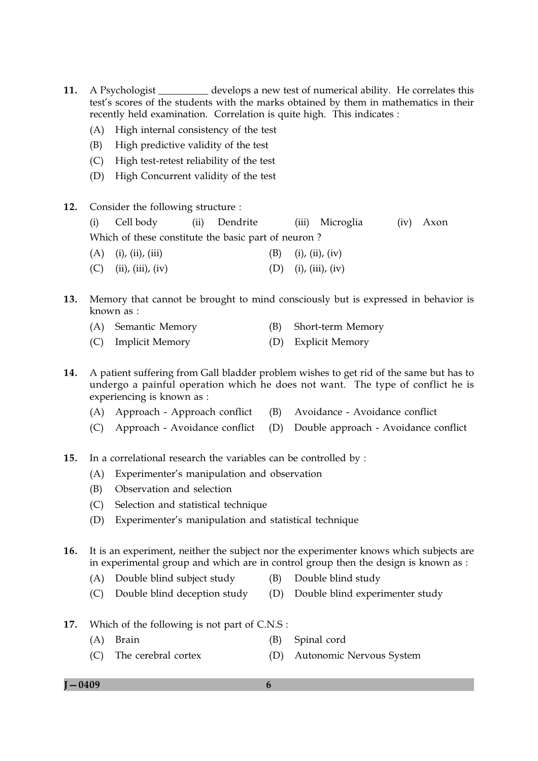11. A Psychologist __________ develops a new test of numerical ability. He correlates this test's scores of the students with the marks obtained by them in mathematics in their recently held examination. Correlation is quite high. This indicates :

    (A) High internal consistency of the test

    (B) High predictive validity of the test

    (C) High test-retest reliability of the test

    (D) High Concurrent validity of the test

12. Consider the following structure :

    (i) Cell body (ii) Dendrite (iii) Microglia (iv) Axon

    Which of these constitute the basic part of neuron ?

    (A) (i), (ii), (iii) (B) (i), (ii), (iv)

    (C) (ii), (iii), (iv) (D) (i), (iii), (iv)

13. Memory that cannot be brought to mind consciously but is expressed in behavior is known as :

    (A) Semantic Memory (B) Short-term Memory

    (C) Implicit Memory (D) Explicit Memory

14. A patient suffering from Gall bladder problem wishes to get rid of the same but has to undergo a painful operation which he does not want. The type of conflict he is experiencing is known as :

    (A) Approach - Approach conflict (B) Avoidance - Avoidance conflict

    (C) Approach - Avoidance conflict (D) Double approach - Avoidance conflict

15. In a correlational research the variables can be controlled by :

    (A) Experimenter's manipulation and observation

    (B) Observation and selection

    (C) Selection and statistical technique

    (D) Experimenter's manipulation and statistical technique

16. It is an experiment, neither the subject nor the experimenter knows which subjects are in experimental group and which are in control group then the design is known as :

    (A) Double blind subject study (B) Double blind study

    (C) Double blind deception study (D) Double blind experimenter study

17. Which of the following is not part of C.N.S :

    (A) Brain (B) Spinal cord

    (C) The cerebral cortex (D) Autonomic Nervous System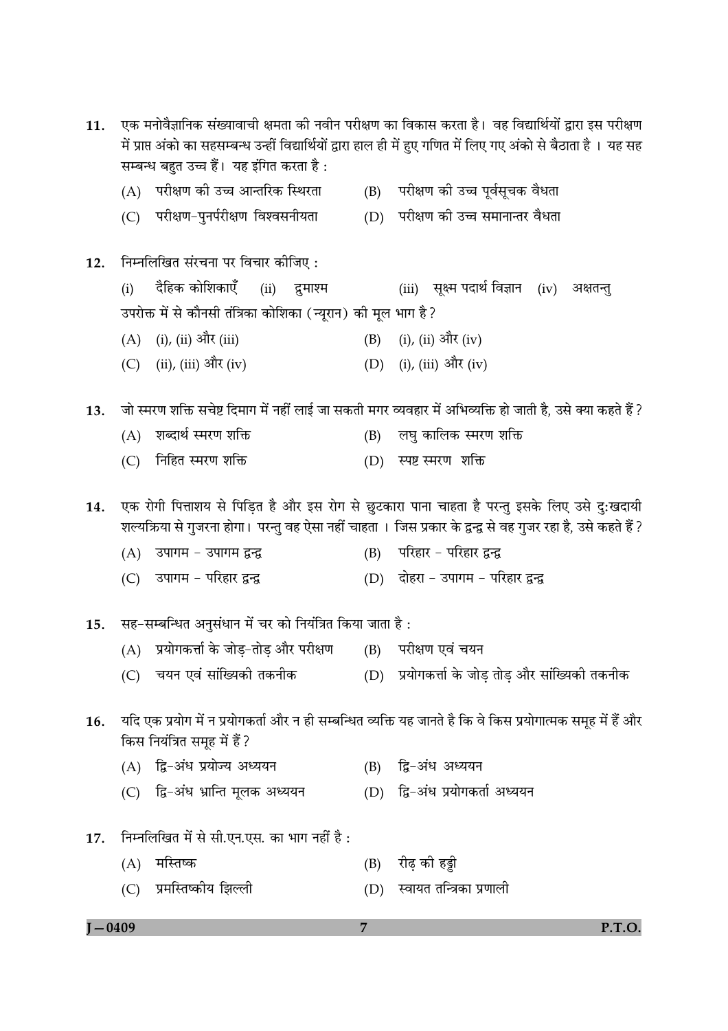11. एक मनोवैज्ञानिक संख्यावाची क्षमता की नवीन परीक्षण का विकास करता है। वह विद्यार्थियों द्वारा इस परीक्षण में प्राप्त अंको का सहसम्बन्ध उन्हीं विद्यार्थियों द्वारा हाल ही में हुए गणित में लिए गए अंको से बैठाता है । यह सह सम्बन्ध बहुत उच्च हैं। यह इंगित करता है :

   (A) परीक्षण की उच्च आन्तरिक स्थिरता
   (B) परीक्षण की उच्च पूर्वसूचक वैधता
   (C) परीक्षण–पुनर्परीक्षण विश्वसनीयता
   (D) परीक्षण की उच्च समानान्तर वैधता

12. निम्नलिखित संरचना पर विचार कीजिए :

   (i) दैहिक कोशिकाएँ (ii) द्रुमाश्म (iii) सूक्ष्म पदार्थ विज्ञान (iv) अक्षतन्तु

   उपरोक्त में से कौनसी तंत्रिका कोशिका (न्यूरान) की मूल भाग है ?

   (A) (i), (ii) और (iii)
   (B) (i), (ii) और (iv)
   (C) (ii), (iii) और (iv)
   (D) (i), (iii) और (iv)

13. जो स्मरण शक्ति सचेष्ट दिमाग में नहीं लाई जा सकती मगर व्यवहार में अभिव्यक्ति हो जाती है, उसे क्या कहते हैं ?

   (A) शब्दार्थ स्मरण शक्ति
   (B) लघु कालिक स्मरण शक्ति
   (C) निहित स्मरण शक्ति
   (D) स्पष्ट स्मरण शक्ति

14. एक रोगी पित्ताशय से पिड़ित है और इस रोग से छुटकारा पाना चाहता है परन्तु इसके लिए उसे दुःखदायी शल्यक्रिया से गुजरना होगा। परन्तु वह ऐसा नहीं चाहता । जिस प्रकार के द्वन्द्व से वह गुजर रहा है, उसे कहते है ?

   (A) उपागम – उपागम द्वन्द्व
   (B) परिहार – परिहार द्वन्द्व
   (C) उपागम – परिहार द्वन्द्व
   (D) दोहरा – उपागम – परिहार द्वन्द्व

15. सह–सम्बन्धित अनुसंधान में चर को नियंत्रित किया जाता है :

   (A) प्रयोगकर्त्ता के जोड़–तोड़ और परीक्षण
   (B) परीक्षण एवं चयन
   (C) चयन एवं सांख्यिकी तकनीक
   (D) प्रयोगकर्त्ता के जोड़ तोड़ और सांख्यिकी तकनीक

16. यदि एक प्रयोग में न प्रयोगकर्ता और न ही सम्बन्धित व्यक्ति यह जानते है कि वे किस प्रयोगात्मक समूह में हैं और किस नियंत्रित समूह में हैं ?

   (A) द्वि–अंध प्रयोज्य अध्ययन
   (B) द्वि–अंध अध्ययन
   (C) द्वि–अंध भ्रान्ति मूलक अध्ययन
   (D) द्वि–अंध प्रयोगकर्ता अध्ययन

17. निम्नलिखित में से सी.एन.एस. का भाग नहीं है :

   (A) मस्तिष्क
   (B) रीढ़ की हड्डी
   (C) प्रमस्तिष्कीय झिल्ली
   (D) स्वायत तन्त्रिका प्रणाली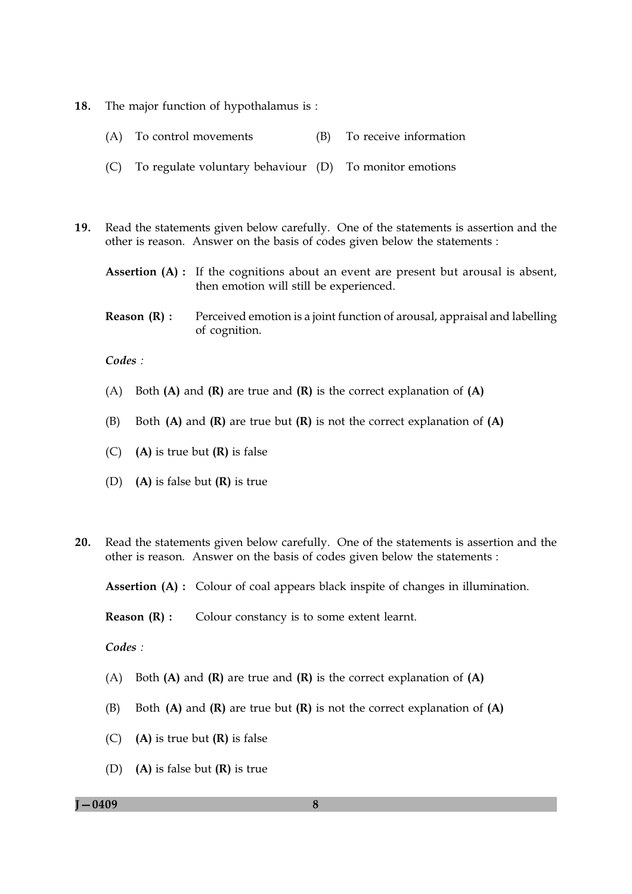18. The major function of hypothalamus is :

    (A) To control movements
    (B) To receive information
    (C) To regulate voluntary behaviour
    (D) To monitor emotions

19. Read the statements given below carefully. One of the statements is assertion and the other is reason. Answer on the basis of codes given below the statements :

    **Assertion (A) :** If the cognitions about an event are present but arousal is absent, then emotion will still be experienced.

    **Reason (R) :** Perceived emotion is a joint function of arousal, appraisal and labelling of cognition.

    *Codes :*

    (A) Both **(A)** and **(R)** are true and **(R)** is the correct explanation of **(A)**

    (B) Both **(A)** and **(R)** are true but **(R)** is not the correct explanation of **(A)**

    (C) **(A)** is true but **(R)** is false

    (D) **(A)** is false but **(R)** is true

20. Read the statements given below carefully. One of the statements is assertion and the other is reason. Answer on the basis of codes given below the statements :

    **Assertion (A) :** Colour of coal appears black inspite of changes in illumination.

    **Reason (R) :** Colour constancy is to some extent learnt.

    *Codes :*

    (A) Both **(A)** and **(R)** are true and **(R)** is the correct explanation of **(A)**

    (B) Both **(A)** and **(R)** are true but **(R)** is not the correct explanation of **(A)**

    (C) **(A)** is true but **(R)** is false

    (D) **(A)** is false but **(R)** is true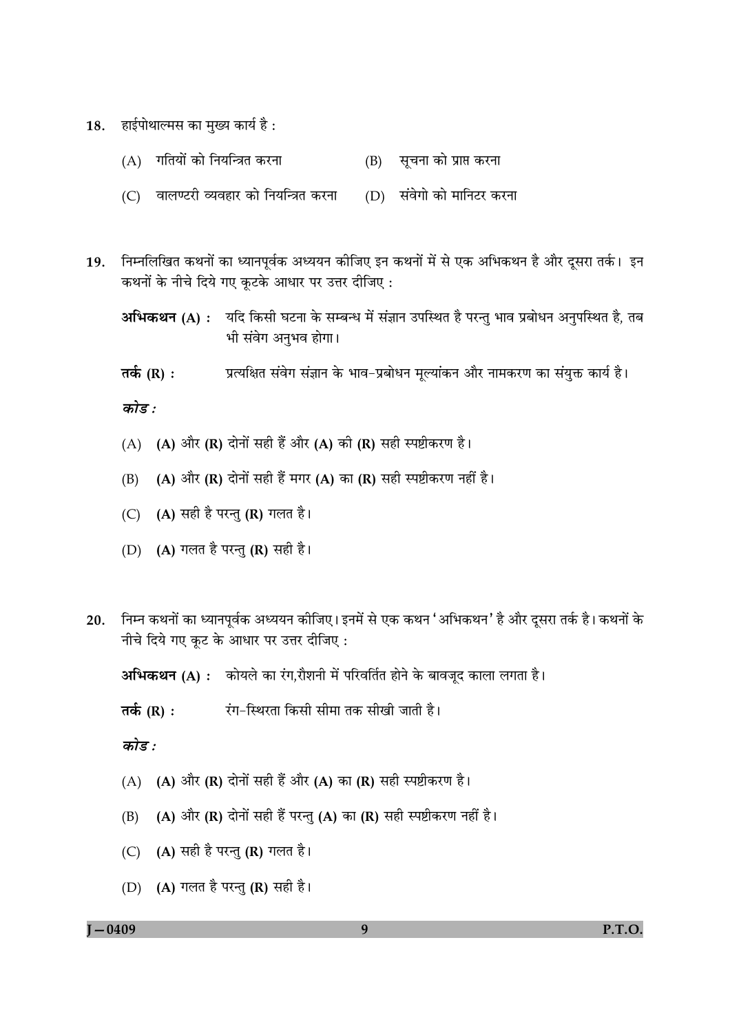18. हाईपोथाल्मस का मुख्य कार्य है :

(A) गतियों को नियन्त्रित करना (B) सूचना को प्राप्त करना

(C) वालण्टरी व्यवहार को नियन्त्रित करना (D) संवेगो को मानिटर करना

19. निम्नलिखित कथनों का ध्यानपूर्वक अध्ययन कीजिए इन कथनों में से एक अभिकथन है और दूसरा तर्क। इन कथनों के नीचे दिये गए कूटके आधार पर उत्तर दीजिए :

**अभिकथन (A) :** यदि किसी घटना के सम्बन्ध में संज्ञान उपस्थित है परन्तु भाव प्रबोधन अनुपस्थित है, तब भी संवेग अनुभव होगा।

**तर्क (R) :** प्रत्यक्षित संवेग संज्ञान के भाव-प्रबोधन मूल्यांकन और नामकरण का संयुक्त कार्य है।

*कोड :*

(A) **(A)** और **(R)** दोनों सही हैं और **(A)** की **(R)** सही स्पष्टीकरण है।

(B) **(A)** और **(R)** दोनों सही हैं मगर **(A)** का **(R)** सही स्पष्टीकरण नहीं है।

(C) **(A)** सही है परन्तु **(R)** गलत है।

(D) **(A)** गलत है परन्तु **(R)** सही है।

20. निम्न कथनों का ध्यानपूर्वक अध्ययन कीजिए। इनमें से एक कथन 'अभिकथन' है और दूसरा तर्क है। कथनों के नीचे दिये गए कूट के आधार पर उत्तर दीजिए :

**अभिकथन (A) :** कोयले का रंग,रौशनी में परिवर्तित होने के बावजूद काला लगता है।

**तर्क (R) :** रंग-स्थिरता किसी सीमा तक सीखी जाती है।

*कोड :*

(A) **(A)** और **(R)** दोनों सही हैं और **(A)** का **(R)** सही स्पष्टीकरण है।

(B) **(A)** और **(R)** दोनों सही हैं परन्तु **(A)** का **(R)** सही स्पष्टीकरण नहीं है।

(C) **(A)** सही है परन्तु **(R)** गलत है।

(D) **(A)** गलत है परन्तु **(R)** सही है।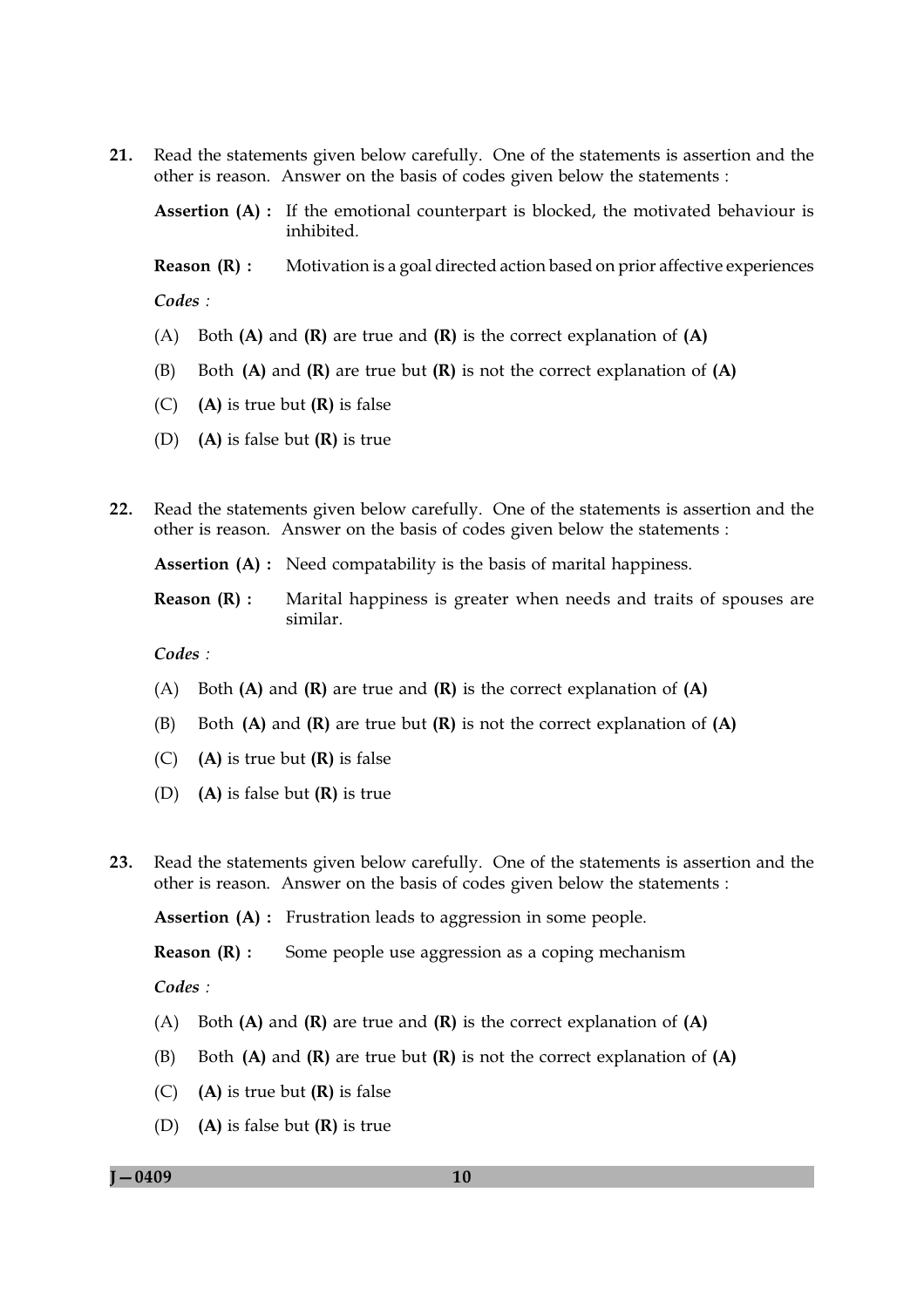21. Read the statements given below carefully. One of the statements is assertion and the other is reason. Answer on the basis of codes given below the statements :

    **Assertion (A) :** If the emotional counterpart is blocked, the motivated behaviour is inhibited.

    **Reason (R) :** Motivation is a goal directed action based on prior affective experiences

    *Codes :*

    (A) Both **(A)** and **(R)** are true and **(R)** is the correct explanation of **(A)**

    (B) Both **(A)** and **(R)** are true but **(R)** is not the correct explanation of **(A)**

    (C) **(A)** is true but **(R)** is false

    (D) **(A)** is false but **(R)** is true

22. Read the statements given below carefully. One of the statements is assertion and the other is reason. Answer on the basis of codes given below the statements :

    **Assertion (A) :** Need compatability is the basis of marital happiness.

    **Reason (R) :** Marital happiness is greater when needs and traits of spouses are similar.

    *Codes :*

    (A) Both **(A)** and **(R)** are true and **(R)** is the correct explanation of **(A)**

    (B) Both **(A)** and **(R)** are true but **(R)** is not the correct explanation of **(A)**

    (C) **(A)** is true but **(R)** is false

    (D) **(A)** is false but **(R)** is true

23. Read the statements given below carefully. One of the statements is assertion and the other is reason. Answer on the basis of codes given below the statements :

    **Assertion (A) :** Frustration leads to aggression in some people.

    **Reason (R) :** Some people use aggression as a coping mechanism

    *Codes :*

    (A) Both **(A)** and **(R)** are true and **(R)** is the correct explanation of **(A)**

    (B) Both **(A)** and **(R)** are true but **(R)** is not the correct explanation of **(A)**

    (C) **(A)** is true but **(R)** is false

    (D) **(A)** is false but **(R)** is true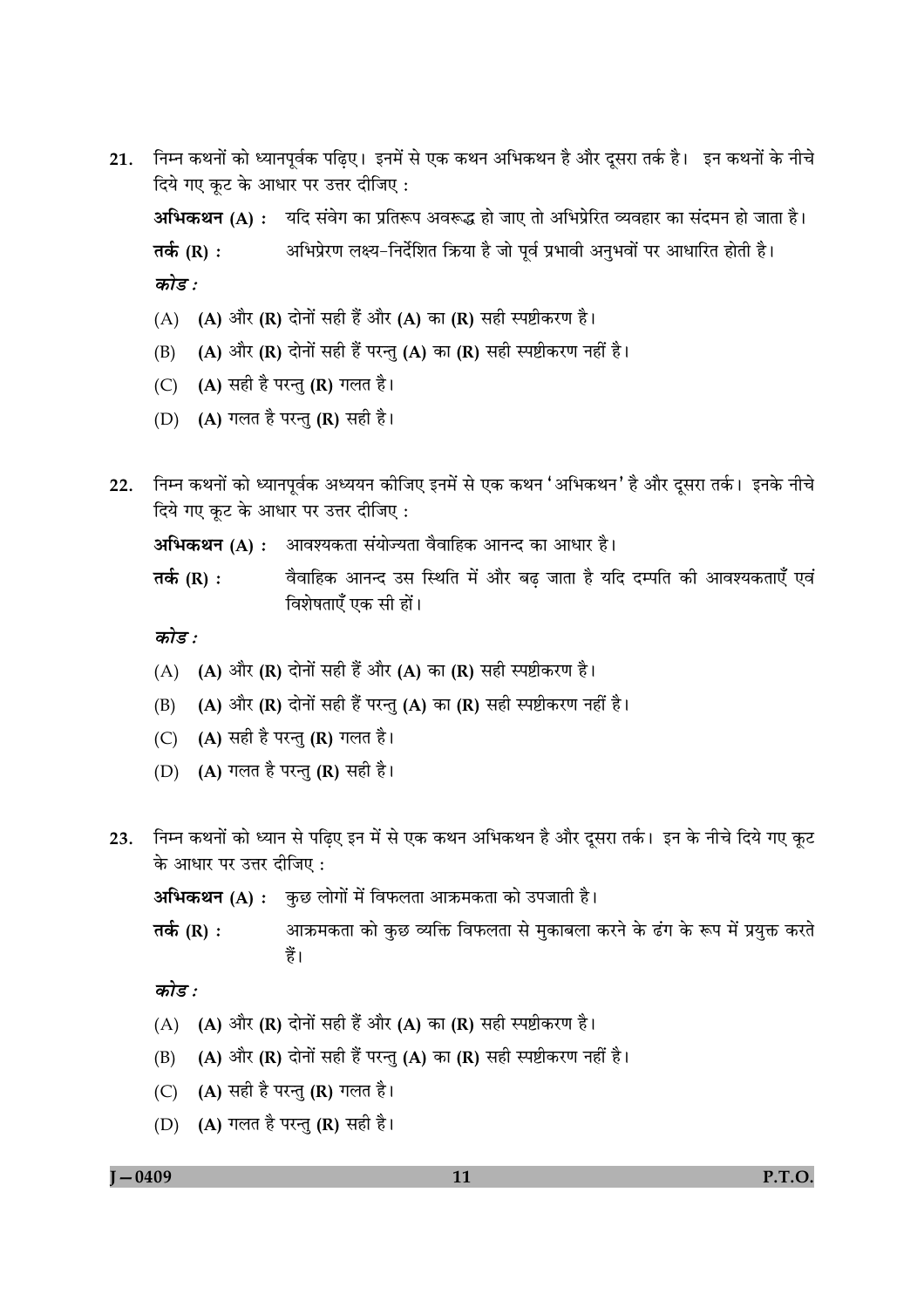21. निम्न कथनों को ध्यानपूर्वक पढ़िए। इनमें से एक कथन अभिकथन है और दूसरा तर्क है। इन कथनों के नीचे दिये गए कूट के आधार पर उत्तर दीजिए :

**अभिकथन (A) :** यदि संवेग का प्रतिरूप अवरूद्ध हो जाए तो अभिप्रेरित व्यवहार का संदमन हो जाता है।

**तर्क (R) :** अभिप्रेरण लक्ष्य-निर्देशित क्रिया है जो पूर्व प्रभावी अनुभवों पर आधारित होती है।

*कोड :*

(A) **(A)** और **(R)** दोनों सही हैं और **(A)** का **(R)** सही स्पष्टीकरण है।

(B) **(A)** और **(R)** दोनों सही हैं परन्तु **(A)** का **(R)** सही स्पष्टीकरण नहीं है।

(C) **(A)** सही है परन्तु **(R)** गलत है।

(D) **(A)** गलत है परन्तु **(R)** सही है।

22. निम्न कथनों को ध्यानपूर्वक अध्ययन कीजिए इनमें से एक कथन 'अभिकथन' है और दूसरा तर्क। इनके नीचे दिये गए कूट के आधार पर उत्तर दीजिए :

**अभिकथन (A) :** आवश्यकता संयोज्यता वैवाहिक आनन्द का आधार है।

**तर्क (R) :** वैवाहिक आनन्द उस स्थिति में और बढ़ जाता है यदि दम्पति की आवश्यकताएँ एवं विशेषताएँ एक सी हों।

*कोड :*

(A) **(A)** और **(R)** दोनों सही हैं और **(A)** का **(R)** सही स्पष्टीकरण है।

(B) **(A)** और **(R)** दोनों सही हैं परन्तु **(A)** का **(R)** सही स्पष्टीकरण नहीं है।

(C) **(A)** सही है परन्तु **(R)** गलत है।

(D) **(A)** गलत है परन्तु **(R)** सही है।

23. निम्न कथनों को ध्यान से पढ़िए इन में से एक कथन अभिकथन है और दूसरा तर्क। इन के नीचे दिये गए कूट के आधार पर उत्तर दीजिए :

**अभिकथन (A) :** कुछ लोगों में विफलता आक्रमकता को उपजाती है।

**तर्क (R) :** आक्रमकता को कुछ व्यक्ति विफलता से मुकाबला करने के ढंग के रूप में प्रयुक्त करते हैं।

*कोड :*

(A) **(A)** और **(R)** दोनों सही हैं और **(A)** का **(R)** सही स्पष्टीकरण है।

(B) **(A)** और **(R)** दोनों सही हैं परन्तु **(A)** का **(R)** सही स्पष्टीकरण नहीं है।

(C) **(A)** सही है परन्तु **(R)** गलत है।

(D) **(A)** गलत है परन्तु **(R)** सही है।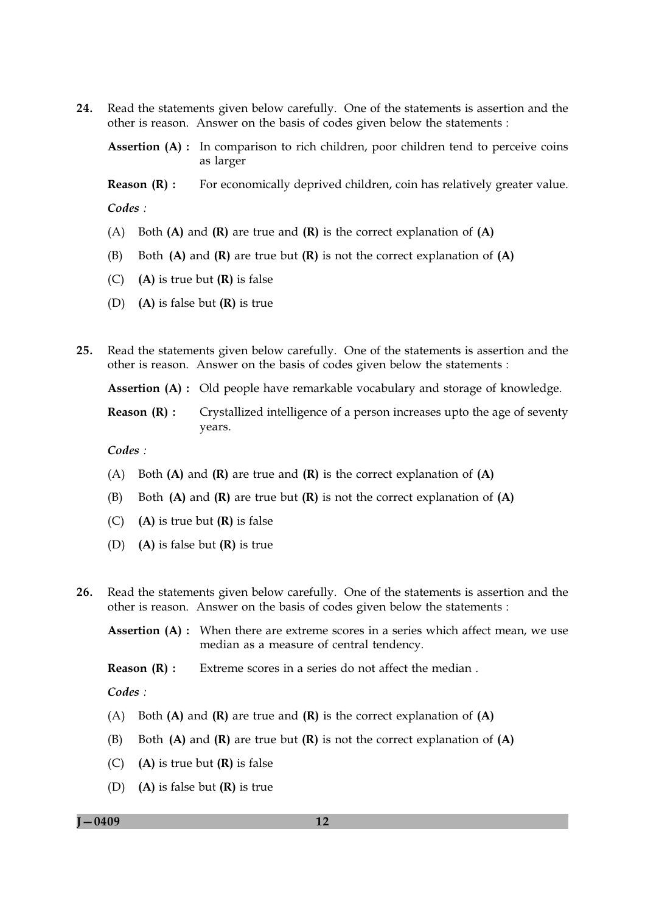24. Read the statements given below carefully. One of the statements is assertion and the other is reason. Answer on the basis of codes given below the statements :

**Assertion (A) :** In comparison to rich children, poor children tend to perceive coins as larger

**Reason (R) :** For economically deprived children, coin has relatively greater value.

*Codes :*

(A) Both **(A)** and **(R)** are true and **(R)** is the correct explanation of **(A)**

(B) Both **(A)** and **(R)** are true but **(R)** is not the correct explanation of **(A)**

(C) **(A)** is true but **(R)** is false

(D) **(A)** is false but **(R)** is true

25. Read the statements given below carefully. One of the statements is assertion and the other is reason. Answer on the basis of codes given below the statements :

**Assertion (A) :** Old people have remarkable vocabulary and storage of knowledge.

**Reason (R) :** Crystallized intelligence of a person increases upto the age of seventy years.

*Codes :*

(A) Both **(A)** and **(R)** are true and **(R)** is the correct explanation of **(A)**

(B) Both **(A)** and **(R)** are true but **(R)** is not the correct explanation of **(A)**

(C) **(A)** is true but **(R)** is false

(D) **(A)** is false but **(R)** is true

26. Read the statements given below carefully. One of the statements is assertion and the other is reason. Answer on the basis of codes given below the statements :

**Assertion (A) :** When there are extreme scores in a series which affect mean, we use median as a measure of central tendency.

**Reason (R) :** Extreme scores in a series do not affect the median .

*Codes :*

(A) Both **(A)** and **(R)** are true and **(R)** is the correct explanation of **(A)**

(B) Both **(A)** and **(R)** are true but **(R)** is not the correct explanation of **(A)**

(C) **(A)** is true but **(R)** is false

(D) **(A)** is false but **(R)** is true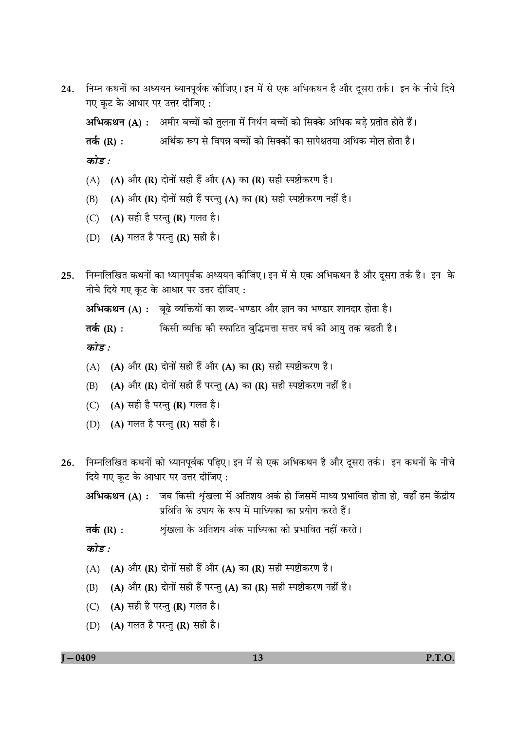24. निम्न कथनों का अध्ययन ध्यानपूर्वक कीजिए। इन में से एक अभिकथन है और दूसरा तर्क। इन के नीचे दिये गए कूट के आधार पर उत्तर दीजिए :

**अभिकथन (A) :** अमीर बच्चों की तुलना में निर्धन बच्चों को सिक्के अधिक बड़े प्रतीत होते हैं।

**तर्क (R) :** अर्थिक रूप से विपन्न बच्चों को सिक्कों का सापेक्षतया अधिक मोल होता है।

*कोड :*

(A) **(A)** और **(R)** दोनों सही हैं और **(A)** का **(R)** सही स्पष्टीकरण है।

(B) **(A)** और **(R)** दोनों सही हैं परन्तु **(A)** का **(R)** सही स्पष्टीकरण नहीं है।

(C) **(A)** सही है परन्तु **(R)** गलत है।

(D) **(A)** गलत है परन्तु **(R)** सही है।

25. निम्नलिखित कथनों का ध्यानपूर्वक अध्ययन कीजिए। इन में से एक अभिकथन है और दूसरा तर्क है। इन के नीचे दिये गए कूट के आधार पर उत्तर दीजिए :

**अभिकथन (A) :** बूढ़े व्यक्तियों का शब्द-भण्डार और ज्ञान का भण्डार शानदार होता है।

**तर्क (R) :** किसी व्यक्ति की स्फाटित बुद्धिमत्ता सत्तर वर्ष की आयु तक बढती है।

*कोड :*

(A) **(A)** और **(R)** दोनों सही हैं और **(A)** का **(R)** सही स्पष्टीकरण है।

(B) **(A)** और **(R)** दोनों सही हैं परन्तु **(A)** का **(R)** सही स्पष्टीकरण नहीं है।

(C) **(A)** सही है परन्तु **(R)** गलत है।

(D) **(A)** गलत है परन्तु **(R)** सही है।

26. निम्नलिखित कथनों को ध्यानपूर्वक पढ़िए। इन में से एक अभिकथन है और दूसरा तर्क। इन कथनों के नीचे दिये गए कूट के आधार पर उत्तर दीजिए :

**अभिकथन (A) :** जब किसी शृंखला में अतिशय अकं हो जिसमें माध्य प्रभावित होता हो, वहाँ हम केंद्रीय प्रवित्ति के उपाय के रूप में माध्यिका का प्रयोग करते हैं।

**तर्क (R) :** शृंखला के अतिशय अंक माध्यिका को प्रभावित नहीं करते।

*कोड :*

(A) **(A)** और **(R)** दोनों सही हैं और **(A)** का **(R)** सही स्पष्टीकरण है।

(B) **(A)** और **(R)** दोनों सही हैं परन्तु **(A)** का **(R)** सही स्पष्टीकरण नहीं है।

(C) **(A)** सही है परन्तु **(R)** गलत है।

(D) **(A)** गलत है परन्तु **(R)** सही है।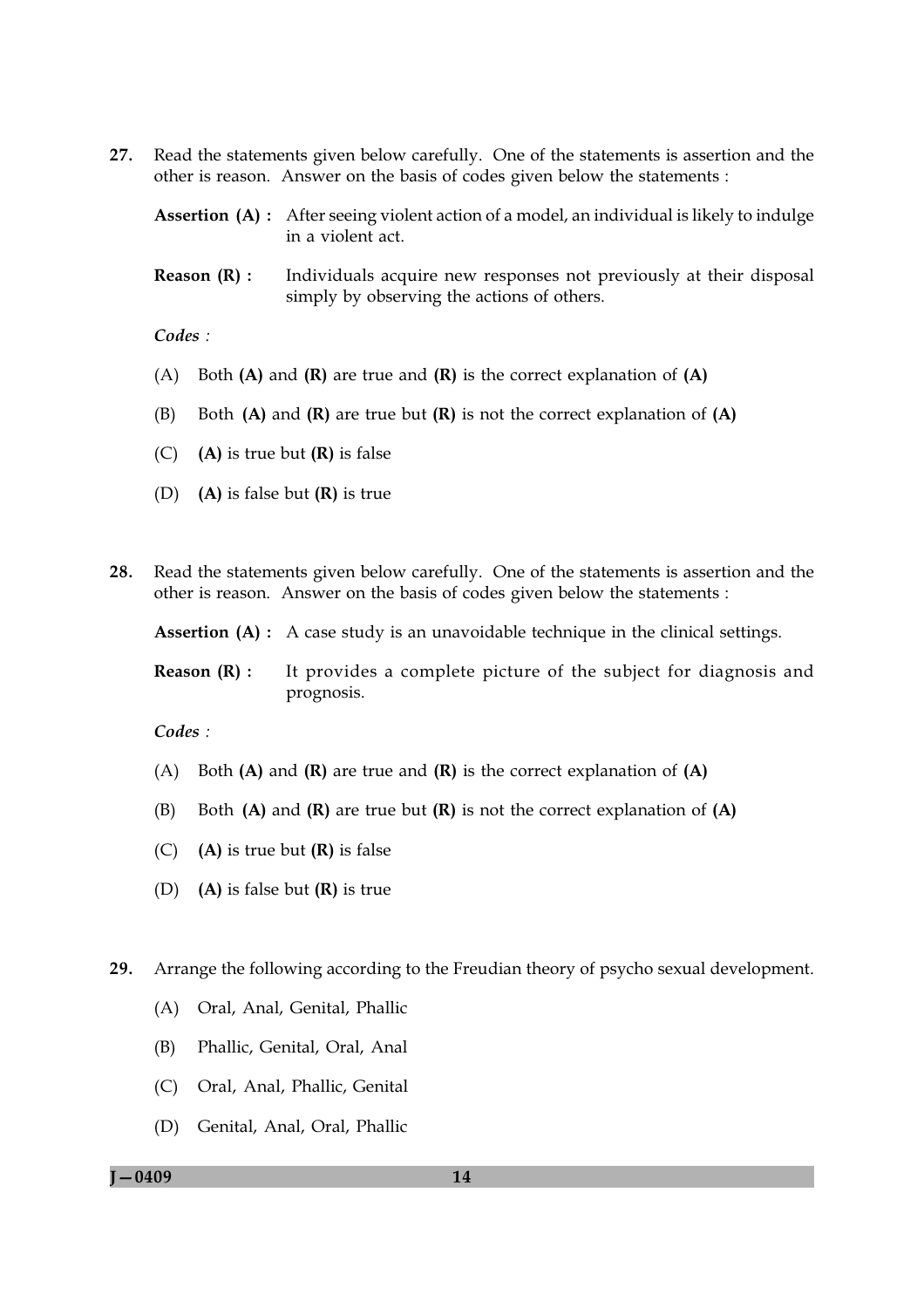27. Read the statements given below carefully. One of the statements is assertion and the other is reason. Answer on the basis of codes given below the statements :

**Assertion (A) :** After seeing violent action of a model, an individual is likely to indulge in a violent act.

**Reason (R) :** Individuals acquire new responses not previously at their disposal simply by observing the actions of others.

*Codes :*

(A) Both **(A)** and **(R)** are true and **(R)** is the correct explanation of **(A)**

(B) Both **(A)** and **(R)** are true but **(R)** is not the correct explanation of **(A)**

(C) **(A)** is true but **(R)** is false

(D) **(A)** is false but **(R)** is true

28. Read the statements given below carefully. One of the statements is assertion and the other is reason. Answer on the basis of codes given below the statements :

**Assertion (A) :** A case study is an unavoidable technique in the clinical settings.

**Reason (R) :** It provides a complete picture of the subject for diagnosis and prognosis.

*Codes :*

(A) Both **(A)** and **(R)** are true and **(R)** is the correct explanation of **(A)**

(B) Both **(A)** and **(R)** are true but **(R)** is not the correct explanation of **(A)**

(C) **(A)** is true but **(R)** is false

(D) **(A)** is false but **(R)** is true

29. Arrange the following according to the Freudian theory of psycho sexual development.

(A) Oral, Anal, Genital, Phallic

(B) Phallic, Genital, Oral, Anal

(C) Oral, Anal, Phallic, Genital

(D) Genital, Anal, Oral, Phallic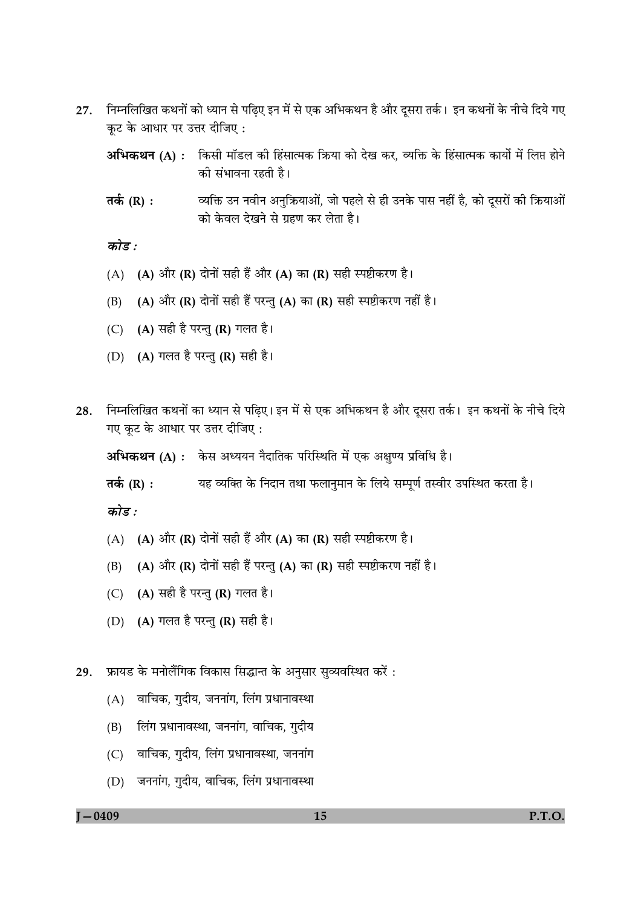27. निम्नलिखित कथनों को ध्यान से पढ़िए इन में से एक अभिकथन है और दूसरा तर्क। इन कथनों के नीचे दिये गए कूट के आधार पर उत्तर दीजिए :

**अभिकथन (A) :** किसी मॉडल की हिंसात्मक क्रिया को देख कर, व्यक्ति के हिंसात्मक कार्यों में लिप्त होने की संभावना रहती है।

**तर्क (R) :** व्यक्ति उन नवीन अनुक्रियाओं, जो पहले से ही उनके पास नहीं है, को दूसरों की क्रियाओं को केवल देखने से ग्रहण कर लेता है।

*कोड :*

(A) **(A)** और **(R)** दोनों सही हैं और **(A)** का **(R)** सही स्पष्टीकरण है।

(B) **(A)** और **(R)** दोनों सही हैं परन्तु **(A)** का **(R)** सही स्पष्टीकरण नहीं है।

(C) **(A)** सही है परन्तु **(R)** गलत है।

(D) **(A)** गलत है परन्तु **(R)** सही है।

28. निम्नलिखित कथनों का ध्यान से पढ़िए। इन में से एक अभिकथन है और दूसरा तर्क। इन कथनों के नीचे दिये गए कूट के आधार पर उत्तर दीजिए :

**अभिकथन (A) :** केस अध्ययन नैदातिक परिस्थिति में एक अक्षुण्य प्रविधि है।

**तर्क (R) :** यह व्यक्ति के निदान तथा फलानुमान के लिये सम्पूर्ण तस्वीर उपस्थित करता है।

*कोड :*

(A) **(A)** और **(R)** दोनों सही हैं और **(A)** का **(R)** सही स्पष्टीकरण है।

(B) **(A)** और **(R)** दोनों सही हैं परन्तु **(A)** का **(R)** सही स्पष्टीकरण नहीं है।

(C) **(A)** सही है परन्तु **(R)** गलत है।

(D) **(A)** गलत है परन्तु **(R)** सही है।

29. फ्रायड के मनोलैंगिक विकास सिद्धान्त के अनुसार सुव्यवस्थित करें :

(A) वाचिक, गुदीय, जननांग, लिंग प्रधानावस्था

(B) लिंग प्रधानावस्था, जननांग, वाचिक, गुदीय

(C) वाचिक, गुदीय, लिंग प्रधानावस्था, जननांग

(D) जननांग, गुदीय, वाचिक, लिंग प्रधानावस्था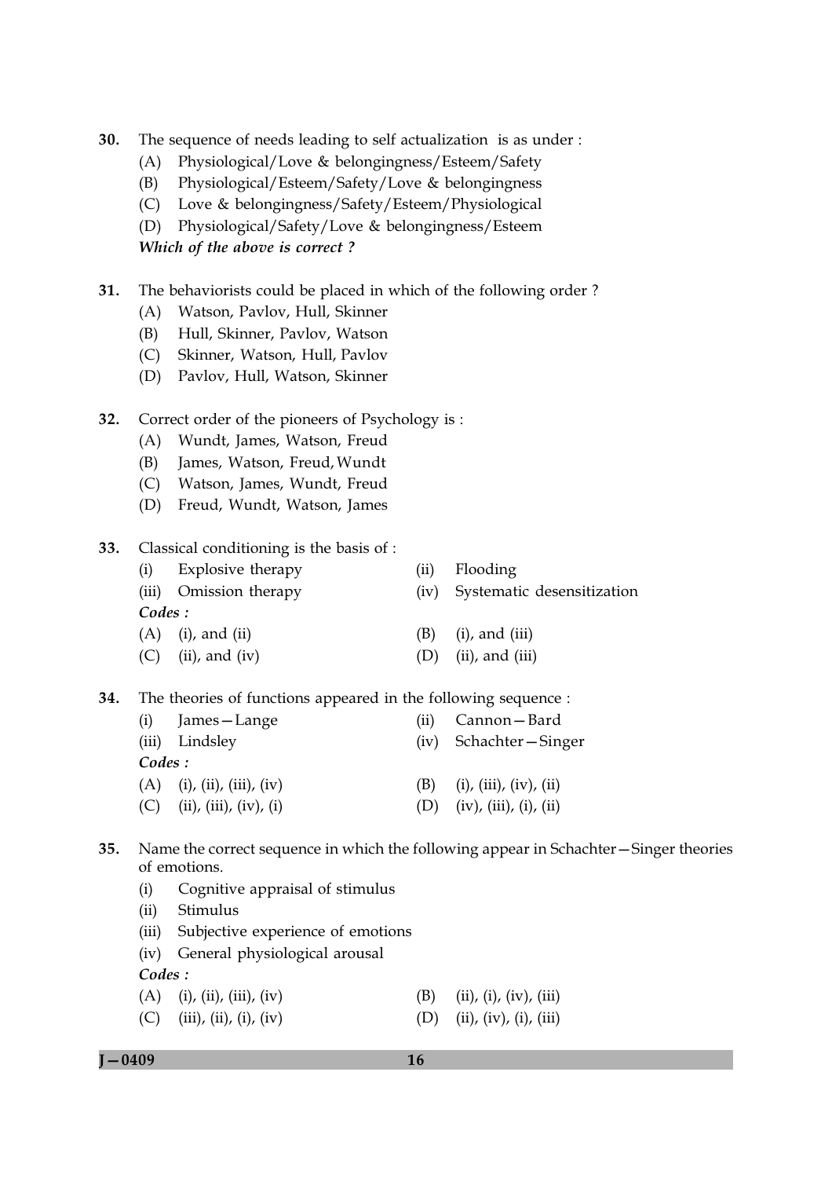30. The sequence of needs leading to self actualization is as under :
   (A) Physiological/Love & belongingness/Esteem/Safety
   (B) Physiological/Esteem/Safety/Love & belongingness
   (C) Love & belongingness/Safety/Esteem/Physiological
   (D) Physiological/Safety/Love & belongingness/Esteem
   ***Which of the above is correct ?***

31. The behaviorists could be placed in which of the following order ?
   (A) Watson, Pavlov, Hull, Skinner
   (B) Hull, Skinner, Pavlov, Watson
   (C) Skinner, Watson, Hull, Pavlov
   (D) Pavlov, Hull, Watson, Skinner

32. Correct order of the pioneers of Psychology is :
   (A) Wundt, James, Watson, Freud
   (B) James, Watson, Freud, Wundt
   (C) Watson, James, Wundt, Freud
   (D) Freud, Wundt, Watson, James

33. Classical conditioning is the basis of :
   (i) Explosive therapy
   (ii) Flooding
   (iii) Omission therapy
   (iv) Systematic desensitization
   ***Codes :***
   (A) (i), and (ii)
   (B) (i), and (iii)
   (C) (ii), and (iv)
   (D) (ii), and (iii)

34. The theories of functions appeared in the following sequence :
   (i) James – Lange
   (ii) Cannon – Bard
   (iii) Lindsley
   (iv) Schachter – Singer
   ***Codes :***
   (A) (i), (ii), (iii), (iv)
   (B) (i), (iii), (iv), (ii)
   (C) (ii), (iii), (iv), (i)
   (D) (iv), (iii), (i), (ii)

35. Name the correct sequence in which the following appear in Schachter – Singer theories of emotions.
   (i) Cognitive appraisal of stimulus
   (ii) Stimulus
   (iii) Subjective experience of emotions
   (iv) General physiological arousal
   ***Codes :***
   (A) (i), (ii), (iii), (iv)
   (B) (ii), (i), (iv), (iii)
   (C) (iii), (ii), (i), (iv)
   (D) (ii), (iv), (i), (iii)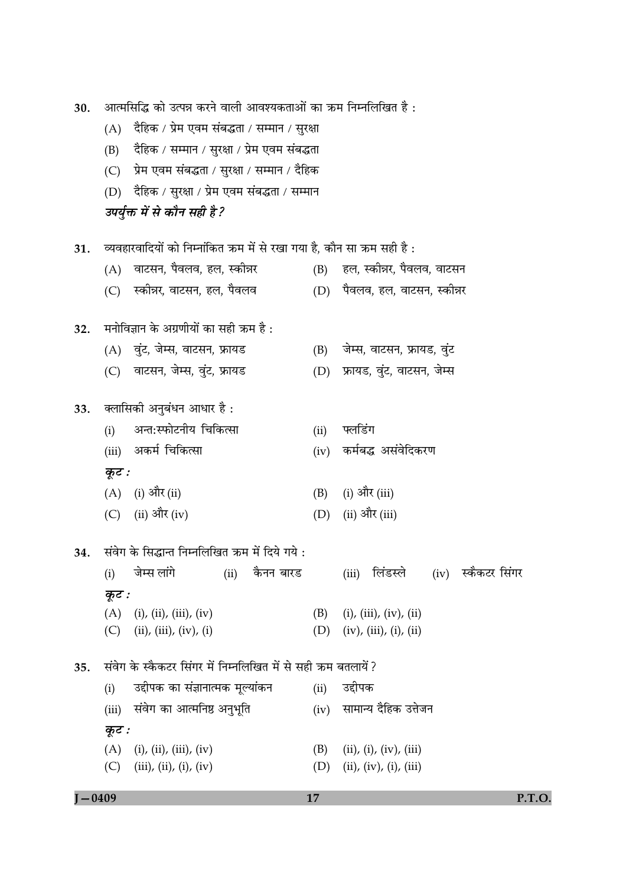30. आत्मसिद्धि को उत्पन्न करने वाली आवश्यकताओं का क्रम निम्नलिखित है :

(A) दैहिक / प्रेम एवम संबद्धता / सम्मान / सुरक्षा

(B) दैहिक / सम्मान / सुरक्षा / प्रेम एवम संबद्धता

(C) प्रेम एवम संबद्धता / सुरक्षा / सम्मान / दैहिक

(D) दैहिक / सुरक्षा / प्रेम एवम संबद्धता / सम्मान

***उपर्युक्त में से कौन सही है ?***

31. व्यवहारवादियों को निम्नांकित क्रम में से रखा गया है, कौन सा क्रम सही है :

(A) वाटसन, पैवलव, हल, स्कीन्नर

(B) हल, स्कीन्नर, पैवलव, वाटसन

(C) स्कीन्नर, वाटसन, हल, पैवलव

(D) पैवलव, हल, वाटसन, स्कीन्नर

32. मनोविज्ञान के अग्रणीयों का सही क्रम है :

(A) वुंट, जेम्स, वाटसन, फ्रायड

(B) जेम्स, वाटसन, फ्रायड, वुंट

(C) वाटसन, जेम्स, वुंट, फ्रायड

(D) फ्रायड, वुंट, वाटसन, जेम्स

33. क्लासिकी अनुबंधन आधार है :

(i) अन्त:स्फोटनीय चिकित्सा

(ii) फ्लडिंग

(iii) अकर्म चिकित्सा

(iv) कर्मबद्ध असंवेदिकरण

***कूट :***

(A) (i) और (ii)

(B) (i) और (iii)

(C) (ii) और (iv)

(D) (ii) और (iii)

34. संवेग के सिद्धान्त निम्नलिखित क्रम में दिये गये :

(i) जेम्स लांगे (ii) कैनन बारड (iii) लिंडस्ले (iv) स्कैकटर सिंगर

***कूट :***

(A) (i), (ii), (iii), (iv)

(B) (i), (iii), (iv), (ii)

(C) (ii), (iii), (iv), (i)

(D) (iv), (iii), (i), (ii)

35. संवेग के स्कैकटर सिंगर में निम्नलिखित में से सही क्रम बतलायें ?

(i) उद्दीपक का संज्ञानात्मक मूल्यांकन

(ii) उद्दीपक

(iii) संवेग का आत्मनिष्ठ अनुभूति

(iv) सामान्य दैहिक उत्तेजन

***कूट :***

(A) (i), (ii), (iii), (iv)

(B) (ii), (i), (iv), (iii)

(C) (iii), (ii), (i), (iv)

(D) (ii), (iv), (i), (iii)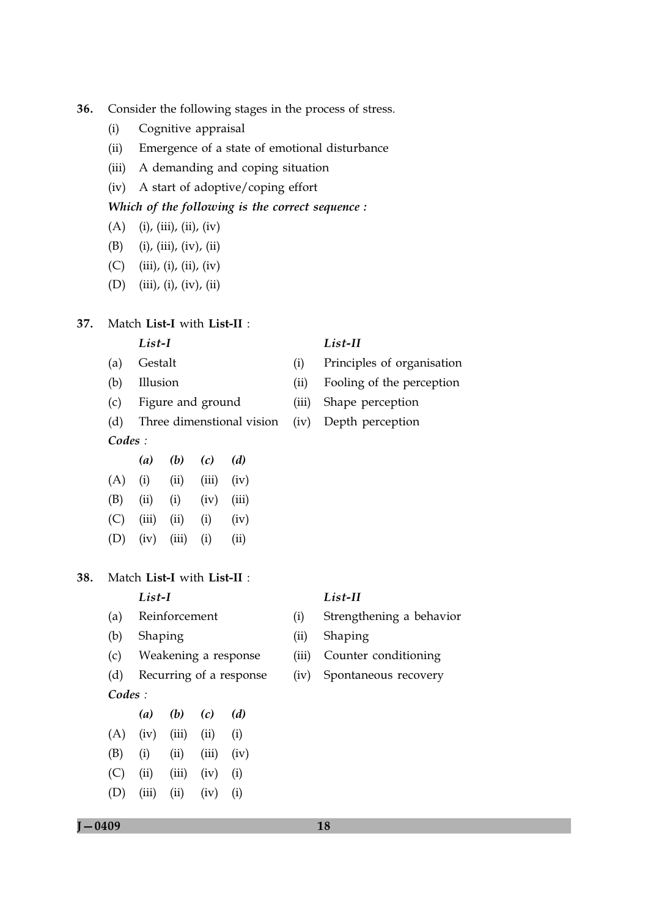36. Consider the following stages in the process of stress.

(i) Cognitive appraisal

(ii) Emergence of a state of emotional disturbance

(iii) A demanding and coping situation

(iv) A start of adoptive/coping effort

***Which of the following is the correct sequence :***

(A) (i), (iii), (ii), (iv)

(B) (i), (iii), (iv), (ii)

(C) (iii), (i), (ii), (iv)

(D) (iii), (i), (iv), (ii)

37. Match **List-I** with **List-II** :

| | *List-I* | | *List-II* |
|---|---|---|---|
| (a) | Gestalt | (i) | Principles of organisation |
| (b) | Illusion | (ii) | Fooling of the perception |
| (c) | Figure and ground | (iii) | Shape perception |
| (d) | Three dimentional vision | (iv) | Depth perception |

***Codes :***

| | *(a)* | *(b)* | *(c)* | *(d)* |
|---|---|---|---|---|
| (A) | (i) | (ii) | (iii) | (iv) |
| (B) | (ii) | (i) | (iv) | (iii) |
| (C) | (iii) | (ii) | (i) | (iv) |
| (D) | (iv) | (iii) | (i) | (ii) |

38. Match **List-I** with **List-II** :

| | *List-I* | | *List-II* |
|---|---|---|---|
| (a) | Reinforcement | (i) | Strengthening a behavior |
| (b) | Shaping | (ii) | Shaping |
| (c) | Weakening a response | (iii) | Counter conditioning |
| (d) | Recurring of a response | (iv) | Spontaneous recovery |

***Codes :***

| | *(a)* | *(b)* | *(c)* | *(d)* |
|---|---|---|---|---|
| (A) | (iv) | (iii) | (ii) | (i) |
| (B) | (i) | (ii) | (iii) | (iv) |
| (C) | (ii) | (iii) | (iv) | (i) |
| (D) | (iii) | (ii) | (iv) | (i) |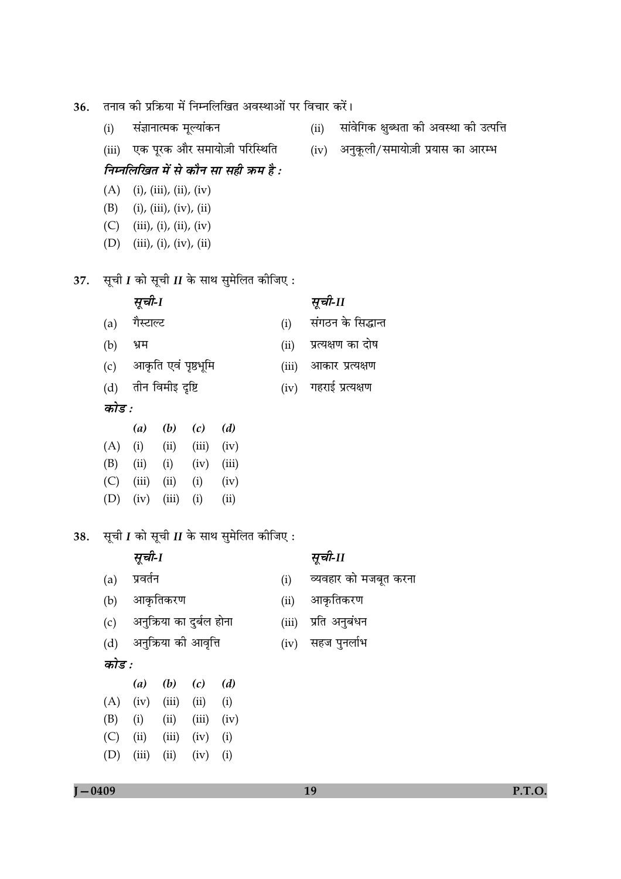36. तनाव की प्रक्रिया में निम्नलिखित अवस्थाओं पर विचार करें।

(i) संज्ञानात्मक मूल्यांकन

(ii) सांवेगिक क्षुब्धता की अवस्था की उत्पत्ति

(iii) एक पूरक और समायोज़ी परिस्थिति

(iv) अनुकूली/समायोज़ी प्रयास का आरम्भ

***निम्नलिखित में से कौन सा सही क्रम है :***

(A) (i), (iii), (ii), (iv)

(B) (i), (iii), (iv), (ii)

(C) (iii), (i), (ii), (iv)

(D) (iii), (i), (iv), (ii)

37. सूची *I* को सूची *II* के साथ सुमेलित कीजिए :

| | *सूची-I* | | *सूची-II* |
|---|---|---|---|
| (a) | गैस्टाल्ट | (i) | संगठन के सिद्धान्त |
| (b) | भ्रम | (ii) | प्रत्यक्षण का दोष |
| (c) | आकृति एवं पृष्ठभूमि | (iii) | आकार प्रत्यक्षण |
| (d) | तीन विमीइ दृष्टि | (iv) | गहराई प्रत्यक्षण |

***कोड :***

| | *(a)* | *(b)* | *(c)* | *(d)* |
|---|---|---|---|---|
| (A) | (i) | (ii) | (iii) | (iv) |
| (B) | (ii) | (i) | (iv) | (iii) |
| (C) | (iii) | (ii) | (i) | (iv) |
| (D) | (iv) | (iii) | (i) | (ii) |

38. सूची *I* को सूची *II* के साथ सुमेलित कीजिए :

| | *सूची-I* | | *सूची-II* |
|---|---|---|---|
| (a) | प्रवर्तन | (i) | व्यवहार को मजबूत करना |
| (b) | आकृतिकरण | (ii) | आकृतिकरण |
| (c) | अनुक्रिया का दुर्बल होना | (iii) | प्रति अनुबंधन |
| (d) | अनुक्रिया की आवृत्ति | (iv) | सहज पुनर्लाभ |

***कोड :***

| | *(a)* | *(b)* | *(c)* | *(d)* |
|---|---|---|---|---|
| (A) | (iv) | (iii) | (ii) | (i) |
| (B) | (i) | (ii) | (iii) | (iv) |
| (C) | (ii) | (iii) | (iv) | (i) |
| (D) | (iii) | (ii) | (iv) | (i) |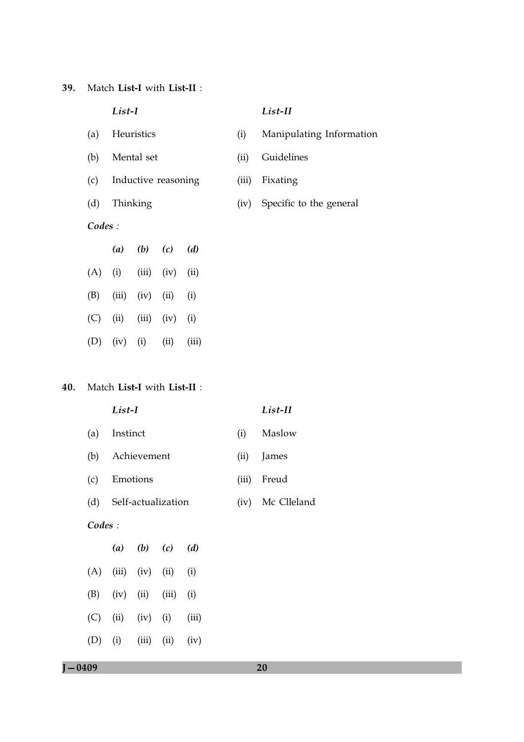**39.** Match **List-I** with **List-II** :

| | *List-I* | | *List-II* |
|---|---|---|---|
| (a) | Heuristics | (i) | Manipulating Information |
| (b) | Mental set | (ii) | Guidelines |
| (c) | Inductive reasoning | (iii) | Fixating |
| (d) | Thinking | (iv) | Specific to the general |

***Codes :***

| | *(a)* | *(b)* | *(c)* | *(d)* |
|---|---|---|---|---|
| (A) | (i) | (iii) | (iv) | (ii) |
| (B) | (iii) | (iv) | (ii) | (i) |
| (C) | (ii) | (iii) | (iv) | (i) |
| (D) | (iv) | (i) | (ii) | (iii) |

**40.** Match **List-I** with **List-II** :

| | *List-I* | | *List-II* |
|---|---|---|---|
| (a) | Instinct | (i) | Maslow |
| (b) | Achievement | (ii) | James |
| (c) | Emotions | (iii) | Freud |
| (d) | Self-actualization | (iv) | Mc Clleland |

***Codes :***

| | *(a)* | *(b)* | *(c)* | *(d)* |
|---|---|---|---|---|
| (A) | (iii) | (iv) | (ii) | (i) |
| (B) | (iv) | (ii) | (iii) | (i) |
| (C) | (ii) | (iv) | (i) | (iii) |
| (D) | (i) | (iii) | (ii) | (iv) |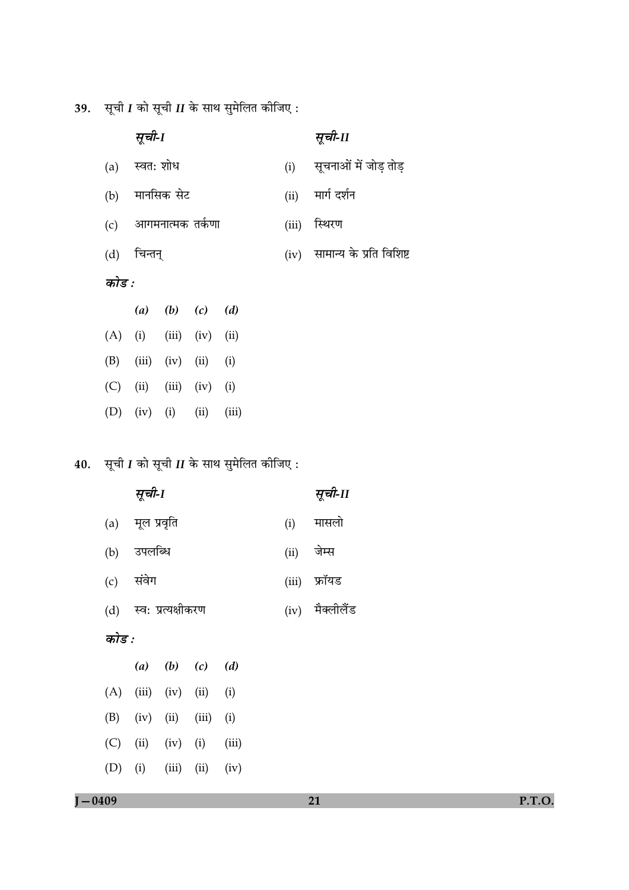39. सूची *I* को सूची *II* के साथ सुमेलित कीजिए :

| | *सूची-I* | | *सूची-II* |
|---|---|---|---|
| (a) | स्वत: शोध | (i) | सूचनाओं में जोड़ तोड़ |
| (b) | मानसिक सेट | (ii) | मार्ग दर्शन |
| (c) | आगमनात्मक तर्कणा | (iii) | स्थिरण |
| (d) | चिन्तन् | (iv) | सामान्य के प्रति विशिष्ट |

***कोड :***

| | *(a)* | *(b)* | *(c)* | *(d)* |
|---|---|---|---|---|
| (A) | (i) | (iii) | (iv) | (ii) |
| (B) | (iii) | (iv) | (ii) | (i) |
| (C) | (ii) | (iii) | (iv) | (i) |
| (D) | (iv) | (i) | (ii) | (iii) |

40. सूची *I* को सूची *II* के साथ सुमेलित कीजिए :

| | *सूची-I* | | *सूची-II* |
|---|---|---|---|
| (a) | मूल प्रवृति | (i) | मासलो |
| (b) | उपलब्धि | (ii) | जेम्स |
| (c) | संवेग | (iii) | फ्रॉयड |
| (d) | स्व: प्रत्यक्षीकरण | (iv) | मैक्लीलैंड |

***कोड :***

| | *(a)* | *(b)* | *(c)* | *(d)* |
|---|---|---|---|---|
| (A) | (iii) | (iv) | (ii) | (i) |
| (B) | (iv) | (ii) | (iii) | (i) |
| (C) | (ii) | (iv) | (i) | (iii) |
| (D) | (i) | (iii) | (ii) | (iv) |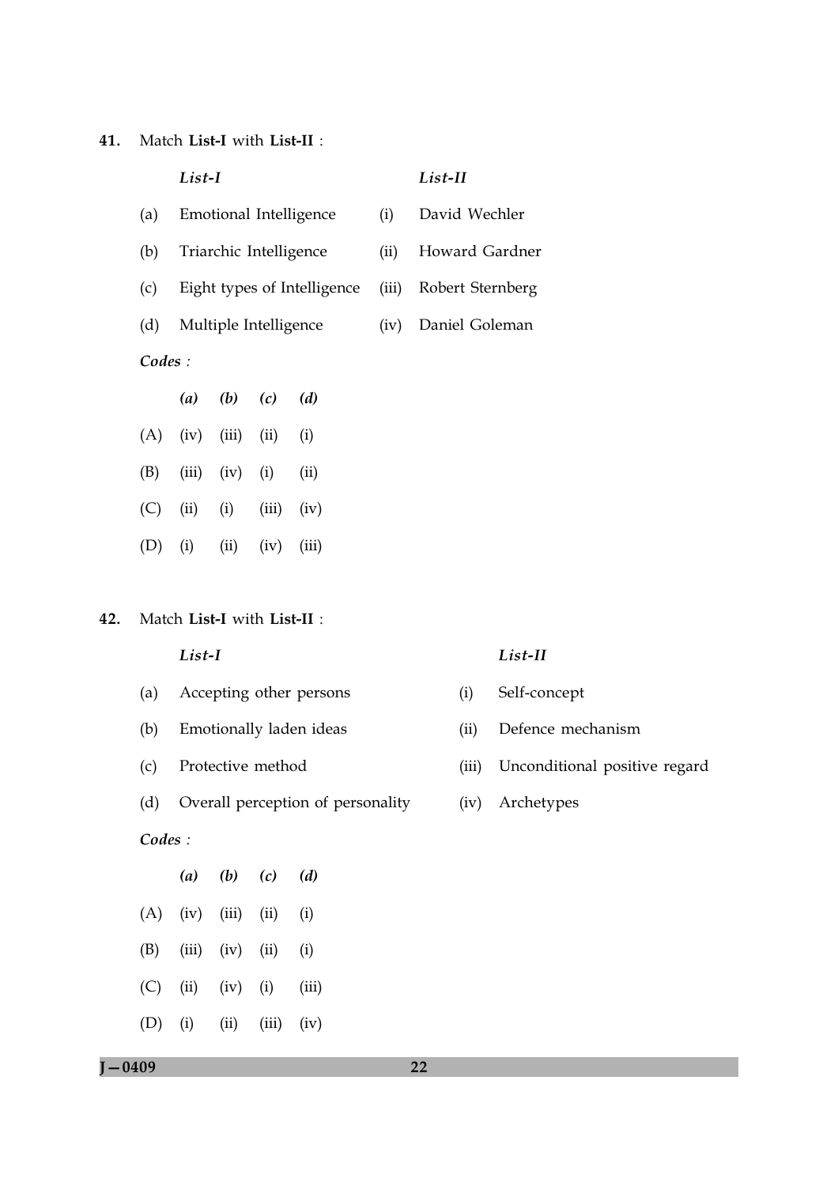**41.** Match **List-I** with **List-II** :

| | *List-I* | | *List-II* |
|---|---|---|---|
| (a) | Emotional Intelligence | (i) | David Wechler |
| (b) | Triarchic Intelligence | (ii) | Howard Gardner |
| (c) | Eight types of Intelligence | (iii) | Robert Sternberg |
| (d) | Multiple Intelligence | (iv) | Daniel Goleman |

***Codes :***

| | *(a)* | *(b)* | *(c)* | *(d)* |
|---|---|---|---|---|
| (A) | (iv) | (iii) | (ii) | (i) |
| (B) | (iii) | (iv) | (i) | (ii) |
| (C) | (ii) | (i) | (iii) | (iv) |
| (D) | (i) | (ii) | (iv) | (iii) |

**42.** Match **List-I** with **List-II** :

| | *List-I* | | *List-II* |
|---|---|---|---|
| (a) | Accepting other persons | (i) | Self-concept |
| (b) | Emotionally laden ideas | (ii) | Defence mechanism |
| (c) | Protective method | (iii) | Unconditional positive regard |
| (d) | Overall perception of personality | (iv) | Archetypes |

***Codes :***

| | *(a)* | *(b)* | *(c)* | *(d)* |
|---|---|---|---|---|
| (A) | (iv) | (iii) | (ii) | (i) |
| (B) | (iii) | (iv) | (ii) | (i) |
| (C) | (ii) | (iv) | (i) | (iii) |
| (D) | (i) | (ii) | (iii) | (iv) |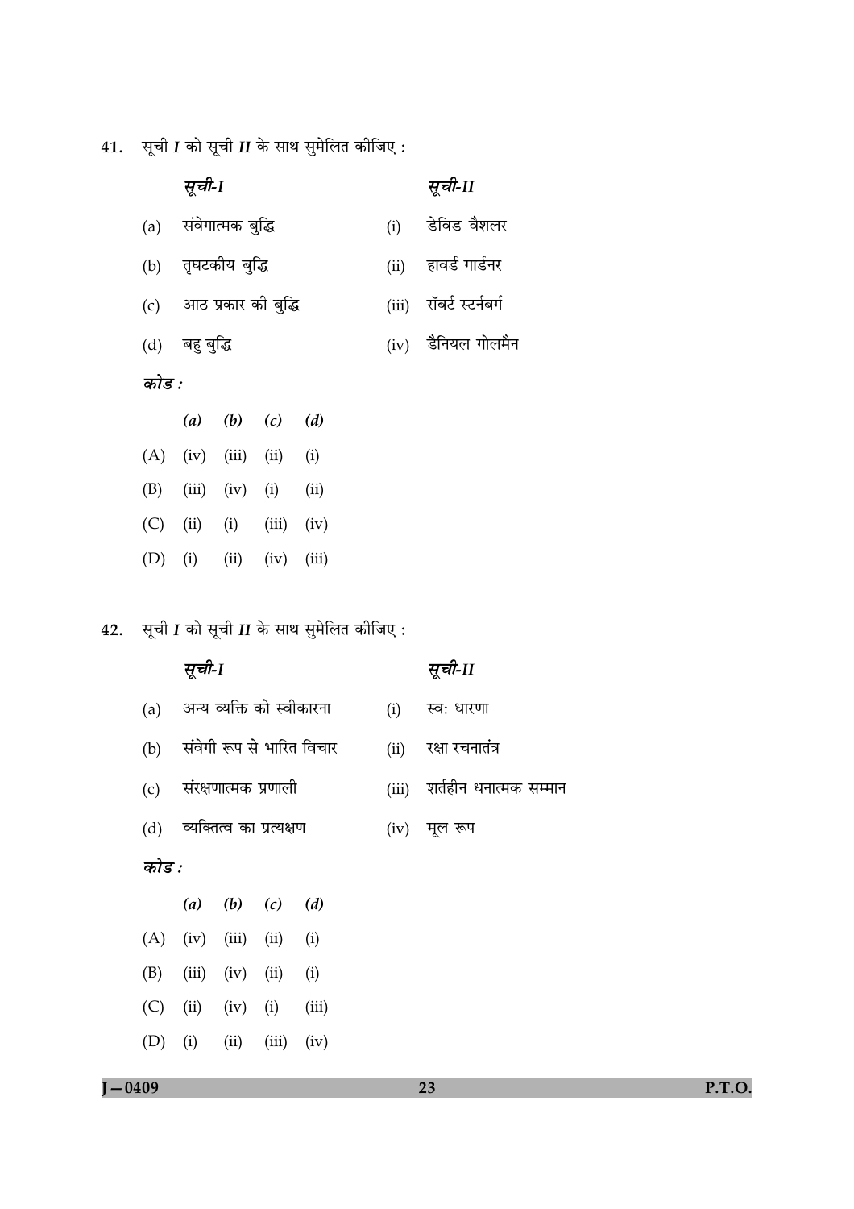41. सूची *I* को सूची *II* के साथ सुमेलित कीजिए :

| | *सूची-I* | | *सूची-II* |
|---|---|---|---|
| (a) | संवेगात्मक बुद्धि | (i) | डेविड वैशलर |
| (b) | तृघटकीय बुद्धि | (ii) | हावर्ड गार्डनर |
| (c) | आठ प्रकार की बुद्धि | (iii) | रॉबर्ट स्टर्नबर्ग |
| (d) | बहु बुद्धि | (iv) | डैनियल गोलमैन |

*कोड :*

| | *(a)* | *(b)* | *(c)* | *(d)* |
|---|---|---|---|---|
| (A) | (iv) | (iii) | (ii) | (i) |
| (B) | (iii) | (iv) | (i) | (ii) |
| (C) | (ii) | (i) | (iii) | (iv) |
| (D) | (i) | (ii) | (iv) | (iii) |

42. सूची *I* को सूची *II* के साथ सुमेलित कीजिए :

| | *सूची-I* | | *सूची-II* |
|---|---|---|---|
| (a) | अन्य व्यक्ति को स्वीकारना | (i) | स्वः धारणा |
| (b) | संवेगी रूप से भारित विचार | (ii) | रक्षा रचनातंत्र |
| (c) | संरक्षणात्मक प्रणाली | (iii) | शर्तहीन धनात्मक सम्मान |
| (d) | व्यक्तित्व का प्रत्यक्षण | (iv) | मूल रूप |

*कोड :*

| | *(a)* | *(b)* | *(c)* | *(d)* |
|---|---|---|---|---|
| (A) | (iv) | (iii) | (ii) | (i) |
| (B) | (iii) | (iv) | (ii) | (i) |
| (C) | (ii) | (iv) | (i) | (iii) |
| (D) | (i) | (ii) | (iii) | (iv) |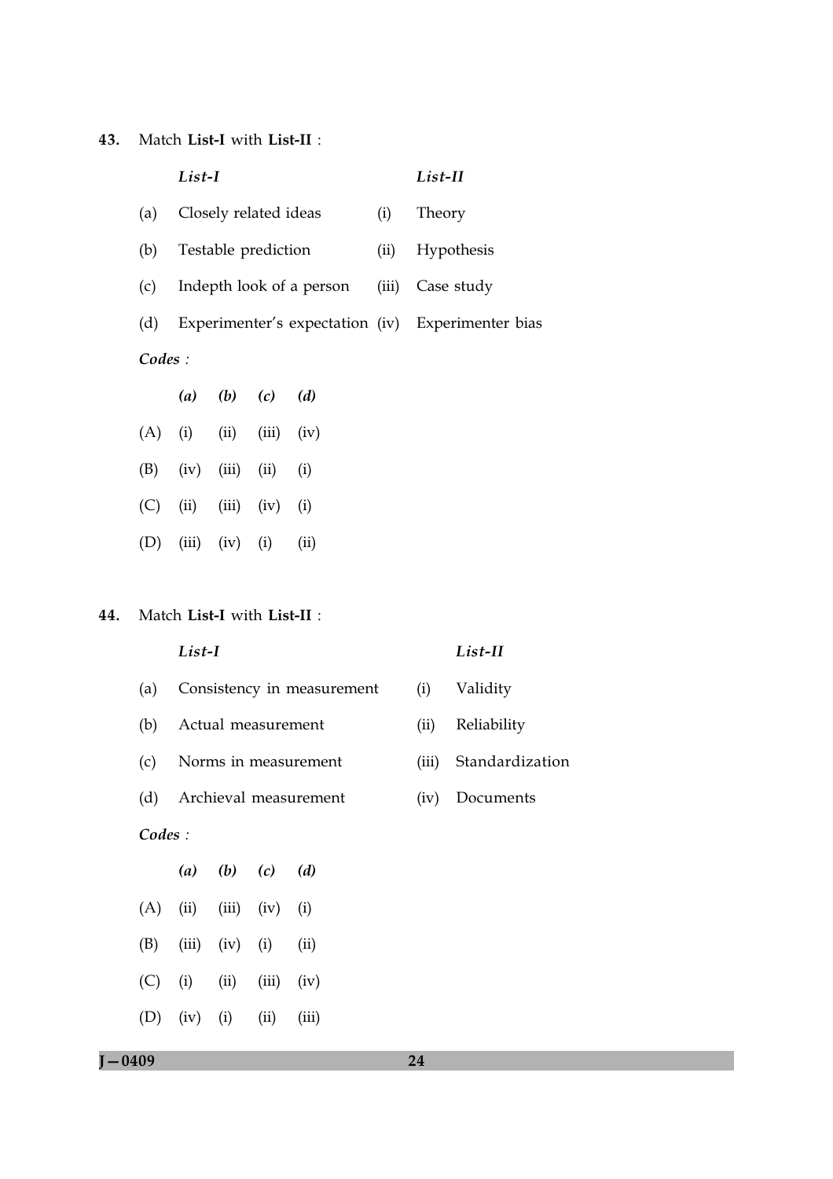43. Match **List-I** with **List-II** :

| | *List-I* | | *List-II* |
|---|---|---|---|
| (a) | Closely related ideas | (i) | Theory |
| (b) | Testable prediction | (ii) | Hypothesis |
| (c) | Indepth look of a person | (iii) | Case study |
| (d) | Experimenter's expectation | (iv) | Experimenter bias |

***Codes :***

| | *(a)* | *(b)* | *(c)* | *(d)* |
|---|---|---|---|---|
| (A) | (i) | (ii) | (iii) | (iv) |
| (B) | (iv) | (iii) | (ii) | (i) |
| (C) | (ii) | (iii) | (iv) | (i) |
| (D) | (iii) | (iv) | (i) | (ii) |

44. Match **List-I** with **List-II** :

| | *List-I* | | *List-II* |
|---|---|---|---|
| (a) | Consistency in measurement | (i) | Validity |
| (b) | Actual measurement | (ii) | Reliability |
| (c) | Norms in measurement | (iii) | Standardization |
| (d) | Archieval measurement | (iv) | Documents |

***Codes :***

| | *(a)* | *(b)* | *(c)* | *(d)* |
|---|---|---|---|---|
| (A) | (ii) | (iii) | (iv) | (i) |
| (B) | (iii) | (iv) | (i) | (ii) |
| (C) | (i) | (ii) | (iii) | (iv) |
| (D) | (iv) | (i) | (ii) | (iii) |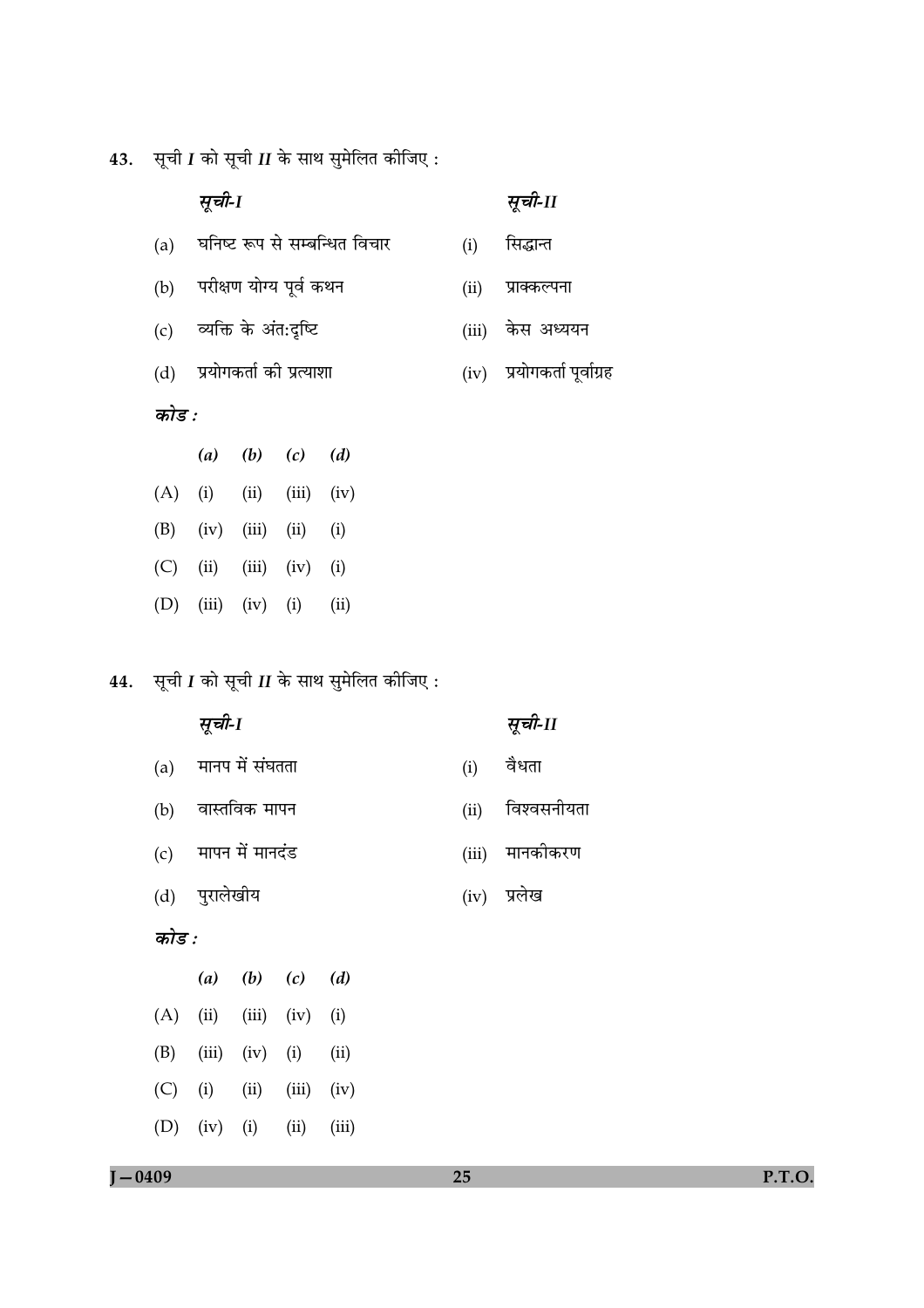43. सूची *I* को सूची *II* के साथ सुमेलित कीजिए :

| | *सूची-I* | | *सूची-II* |
|---|---|---|---|
| (a) | घनिष्ट रूप से सम्बन्धित विचार | (i) | सिद्धान्त |
| (b) | परीक्षण योग्य पूर्व कथन | (ii) | प्राक्कल्पना |
| (c) | व्यक्ति के अंत:दृष्टि | (iii) | केस अध्ययन |
| (d) | प्रयोगकर्ता की प्रत्याशा | (iv) | प्रयोगकर्ता पूर्वाग्रह |

*कोड :*

| | *(a)* | *(b)* | *(c)* | *(d)* |
|---|---|---|---|---|
| (A) | (i) | (ii) | (iii) | (iv) |
| (B) | (iv) | (iii) | (ii) | (i) |
| (C) | (ii) | (iii) | (iv) | (i) |
| (D) | (iii) | (iv) | (i) | (ii) |

44. सूची *I* को सूची *II* के साथ सुमेलित कीजिए :

| | *सूची-I* | | *सूची-II* |
|---|---|---|---|
| (a) | मानप में संघतता | (i) | वैधता |
| (b) | वास्तविक मापन | (ii) | विश्वसनीयता |
| (c) | मापन में मानदंड | (iii) | मानकीकरण |
| (d) | पुरालेखीय | (iv) | प्रलेख |

*कोड :*

| | *(a)* | *(b)* | *(c)* | *(d)* |
|---|---|---|---|---|
| (A) | (ii) | (iii) | (iv) | (i) |
| (B) | (iii) | (iv) | (i) | (ii) |
| (C) | (i) | (ii) | (iii) | (iv) |
| (D) | (iv) | (i) | (ii) | (iii) |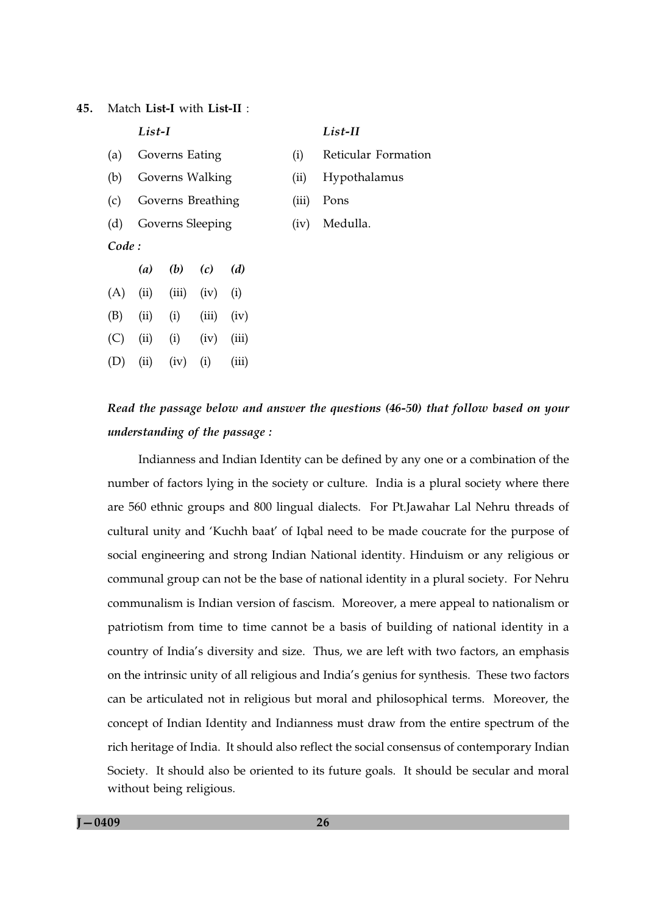**45.** Match **List-I** with **List-II** :

| | *List-I* | | *List-II* |
|---|---|---|---|
| (a) | Governs Eating | (i) | Reticular Formation |
| (b) | Governs Walking | (ii) | Hypothalamus |
| (c) | Governs Breathing | (iii) | Pons |
| (d) | Governs Sleeping | (iv) | Medulla. |

***Code :***

| | *(a)* | *(b)* | *(c)* | *(d)* |
|---|---|---|---|---|
| (A) | (ii) | (iii) | (iv) | (i) |
| (B) | (ii) | (i) | (iii) | (iv) |
| (C) | (ii) | (i) | (iv) | (iii) |
| (D) | (ii) | (iv) | (i) | (iii) |

***Read the passage below and answer the questions (46-50) that follow based on your understanding of the passage :***

Indianness and Indian Identity can be defined by any one or a combination of the number of factors lying in the society or culture. India is a plural society where there are 560 ethnic groups and 800 lingual dialects. For Pt.Jawahar Lal Nehru threads of cultural unity and 'Kuchh baat' of Iqbal need to be made coucrate for the purpose of social engineering and strong Indian National identity. Hinduism or any religious or communal group can not be the base of national identity in a plural society. For Nehru communalism is Indian version of fascism. Moreover, a mere appeal to nationalism or patriotism from time to time cannot be a basis of building of national identity in a country of India's diversity and size. Thus, we are left with two factors, an emphasis on the intrinsic unity of all religious and India's genius for synthesis. These two factors can be articulated not in religious but moral and philosophical terms. Moreover, the concept of Indian Identity and Indianness must draw from the entire spectrum of the rich heritage of India. It should also reflect the social consensus of contemporary Indian Society. It should also be oriented to its future goals. It should be secular and moral without being religious.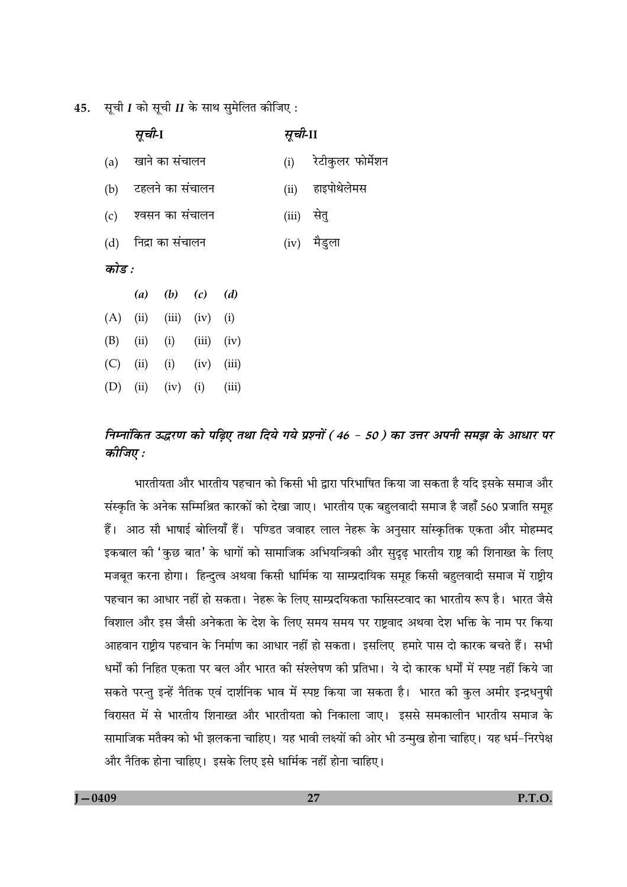45. सूची *I* को सूची *II* के साथ सुमेलित कीजिए :

| *सूची-I* | *सूची-II* |
|---|---|
| (a) खाने का संचालन | (i) रेटीकुलर फोर्मेशन |
| (b) टहलने का संचालन | (ii) हाइपोथेलेमस |
| (c) श्वसन का संचालन | (iii) सेतु |
| (d) निद्रा का संचालन | (iv) मैडुला |

*कोड :*

| | *(a)* | *(b)* | *(c)* | *(d)* |
|---|---|---|---|---|
| (A) | (ii) | (iii) | (iv) | (i) |
| (B) | (ii) | (i) | (iii) | (iv) |
| (C) | (ii) | (i) | (iv) | (iii) |
| (D) | (ii) | (iv) | (i) | (iii) |

***निम्नांकित उद्धरण को पढ़िए तथा दिये गये प्रश्नों ( 46 - 50 ) का उत्तर अपनी समझ के आधार पर कीजिए :***

भारतीयता और भारतीय पहचान को किसी भी द्वारा परिभाषित किया जा सकता है यदि इसके समाज और संस्कृति के अनेक सम्मिश्रित कारकों को देखा जाए। भारतीय एक बहुलवादी समाज है जहाँ 560 प्रजाति समूह हैं। आठ सौ भाषाई बोलियाँ हैं। पण्डित जवाहर लाल नेहरू के अनुसार सांस्कृतिक एकता और मोहम्मद इकबाल की 'कुछ बात' के धागों को सामाजिक अभियन्त्रिकी और सुदृढ़ भारतीय राष्ट्र की शिनाख्त के लिए मजबूत करना होगा। हिन्दुत्व अथवा किसी धार्मिक या साम्प्रदायिक समूह किसी बहुलवादी समाज में राष्ट्रीय पहचान का आधार नहीं हो सकता। नेहरू के लिए साम्प्रदायिकता फासिस्टवाद का भारतीय रूप है। भारत जैसे विशाल और इस जैसी अनेकता के देश के लिए समय समय पर राष्ट्रवाद अथवा देश भक्ति के नाम पर किया आहवान राष्ट्रीय पहचान के निर्माण का आधार नहीं हो सकता। इसलिए हमारे पास दो कारक बचते हैं। सभी धर्मों की निहित एकता पर बल और भारत की संश्लेषण की प्रतिभा। ये दो कारक धर्मों में स्पष्ट नहीं किये जा सकते परन्तु इन्हें नैतिक एवं दार्शनिक भाव में स्पष्ट किया जा सकता है। भारत की कुल अमीर इन्द्रधनुषी विरासत में से भारतीय शिनाख्त और भारतीयता को निकाला जाए। इससे समकालीन भारतीय समाज के सामाजिक मतैक्य को भी झलकना चाहिए। यह भावी लक्ष्यों की ओर भी उन्मुख होना चाहिए। यह धर्म-निरपेक्ष और नैतिक होना चाहिए। इसके लिए इसे धार्मिक नहीं होना चाहिए।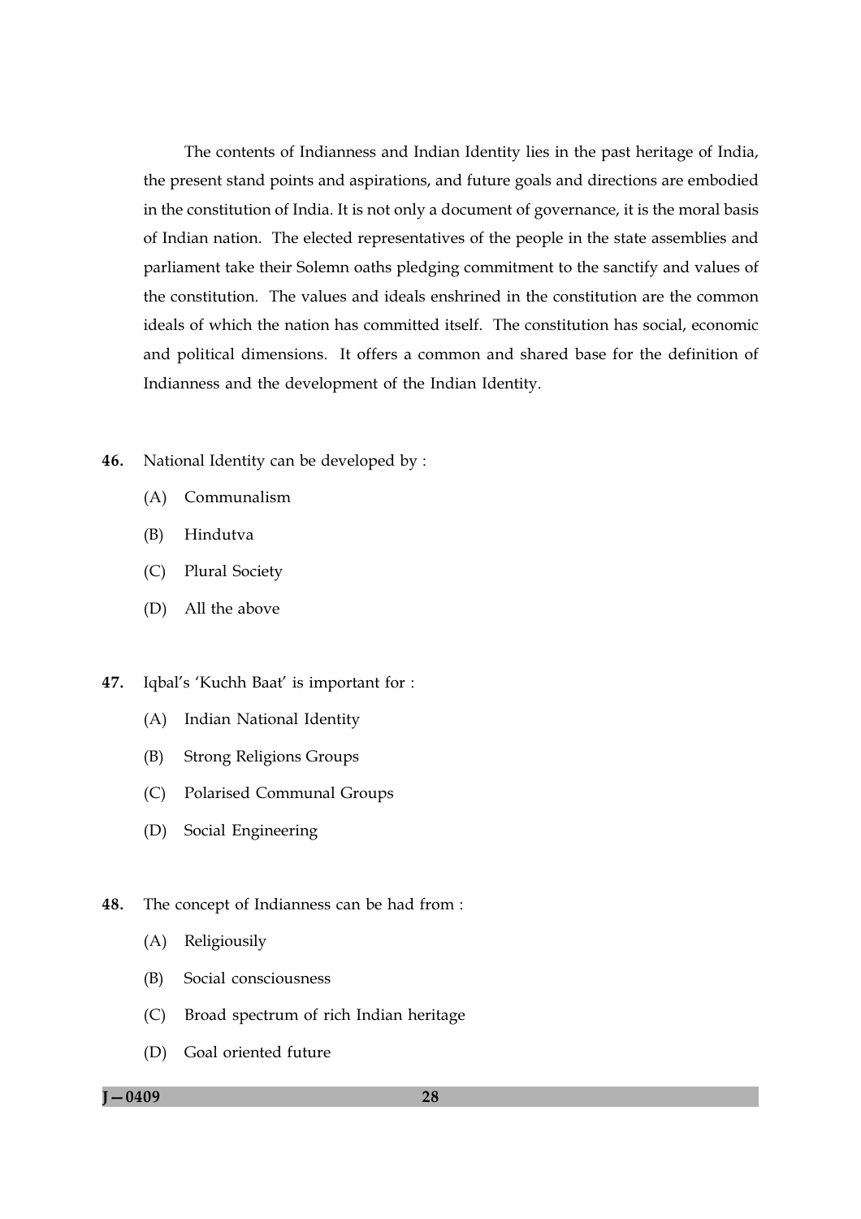The contents of Indianness and Indian Identity lies in the past heritage of India, the present stand points and aspirations, and future goals and directions are embodied in the constitution of India. It is not only a document of governance, it is the moral basis of Indian nation. The elected representatives of the people in the state assemblies and parliament take their Solemn oaths pledging commitment to the sanctify and values of the constitution. The values and ideals enshrined in the constitution are the common ideals of which the nation has committed itself. The constitution has social, economic and political dimensions. It offers a common and shared base for the definition of Indianness and the development of the Indian Identity.

**46.** National Identity can be developed by :

(A) Communalism

(B) Hindutva

(C) Plural Society

(D) All the above

**47.** Iqbal's 'Kuchh Baat' is important for :

(A) Indian National Identity

(B) Strong Religions Groups

(C) Polarised Communal Groups

(D) Social Engineering

**48.** The concept of Indianness can be had from :

(A) Religiousily

(B) Social consciousness

(C) Broad spectrum of rich Indian heritage

(D) Goal oriented future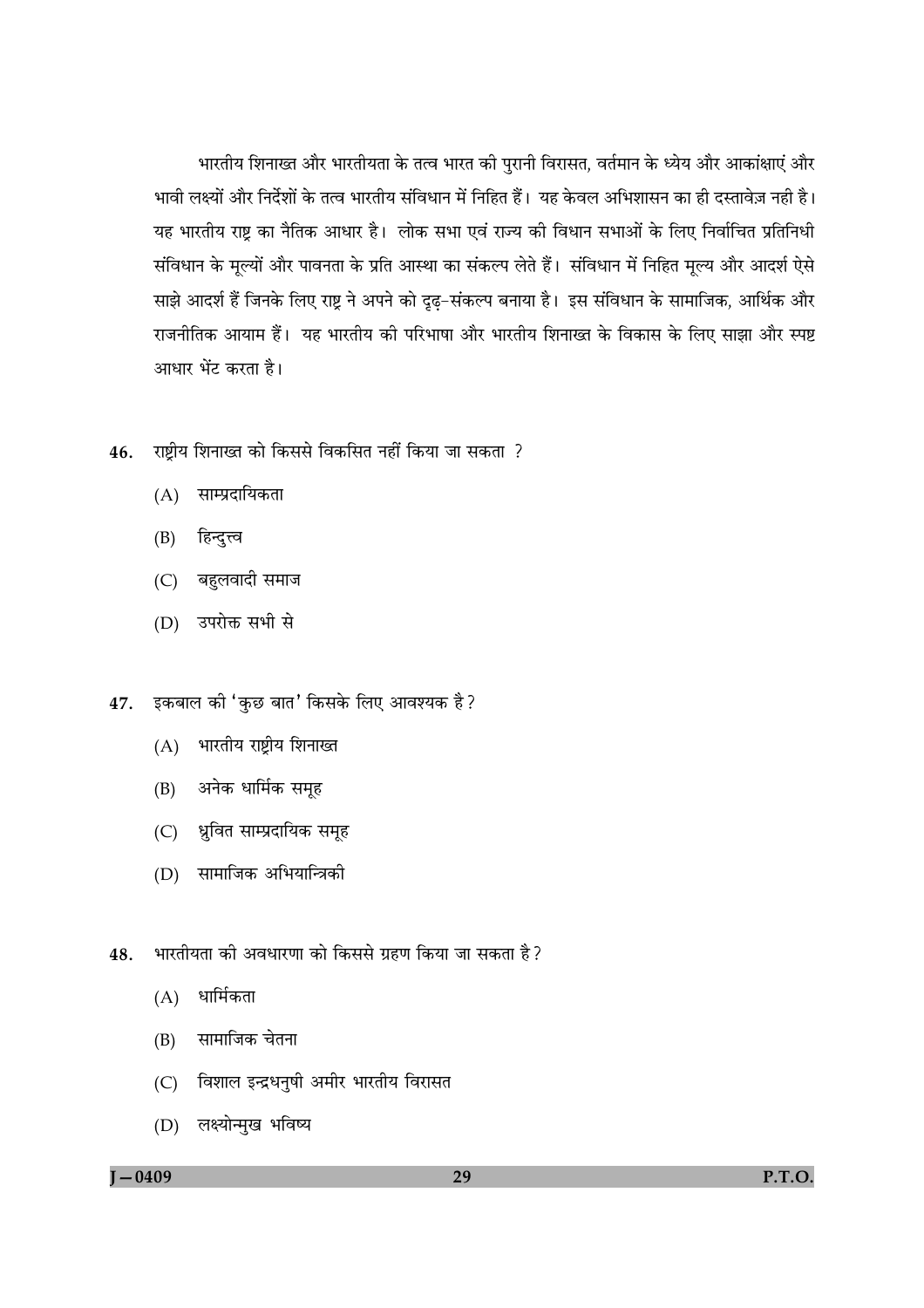भारतीय शिनाख्त और भारतीयता के तत्व भारत की पुरानी विरासत, वर्तमान के ध्येय और आकांक्षाएं और भावी लक्ष्यों और निर्देशों के तत्व भारतीय संविधान में निहित हैं। यह केवल अभिशासन का ही दस्तावेज़ नही है। यह भारतीय राष्ट्र का नैतिक आधार है। लोक सभा एवं राज्य की विधान सभाओं के लिए निर्वाचित प्रतिनिधी संविधान के मूल्यों और पावनता के प्रति आस्था का संकल्प लेते हैं। संविधान में निहित मूल्य और आदर्श ऐसे साझे आदर्श हैं जिनके लिए राष्ट्र ने अपने को दृढ़–संकल्प बनाया है। इस संविधान के सामाजिक, आर्थिक और राजनीतिक आयाम हैं। यह भारतीय की परिभाषा और भारतीय शिनाख्त के विकास के लिए साझा और स्पष्ट आधार भेंट करता है।

46. राष्ट्रीय शिनाख्त को किससे विकसित नहीं किया जा सकता ?
   (A) साम्प्रदायिकता
   (B) हिन्दुत्त्व
   (C) बहुलवादी समाज
   (D) उपरोक्त सभी से

47. इकबाल की 'कुछ बात' किसके लिए आवश्यक है?
   (A) भारतीय राष्ट्रीय शिनाख्त
   (B) अनेक धार्मिक समूह
   (C) ध्रुवित साम्प्रदायिक समूह
   (D) सामाजिक अभियान्त्रिकी

48. भारतीयता की अवधारणा को किससे ग्रहण किया जा सकता है?
   (A) धार्मिकता
   (B) सामाजिक चेतना
   (C) विशाल इन्द्रधनुषी अमीर भारतीय विरासत
   (D) लक्ष्योन्मुख भविष्य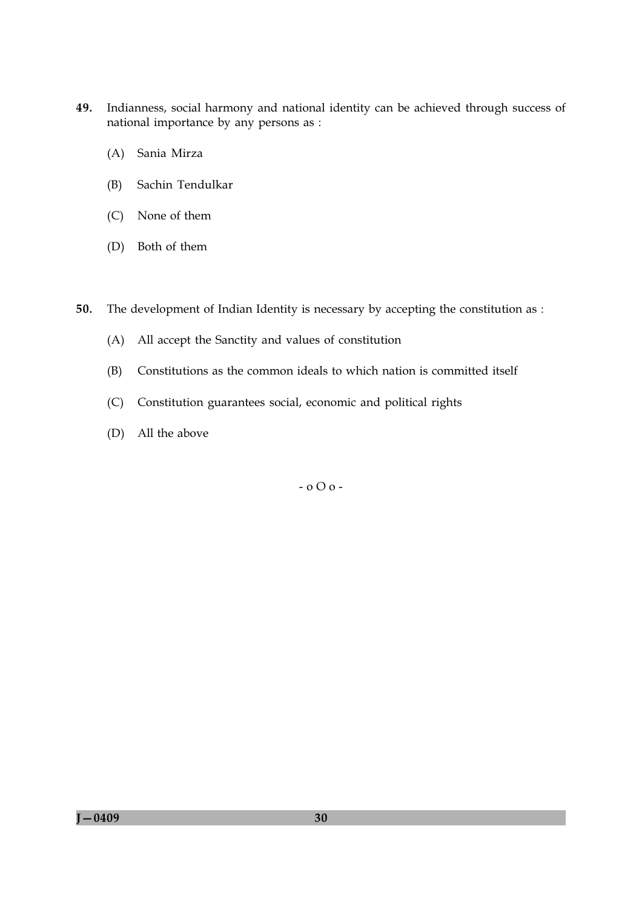49. Indianness, social harmony and national identity can be achieved through success of national importance by any persons as :

    (A) Sania Mirza

    (B) Sachin Tendulkar

    (C) None of them

    (D) Both of them

50. The development of Indian Identity is necessary by accepting the constitution as :

    (A) All accept the Sanctity and values of constitution

    (B) Constitutions as the common ideals to which nation is committed itself

    (C) Constitution guarantees social, economic and political rights

    (D) All the above

- o O o -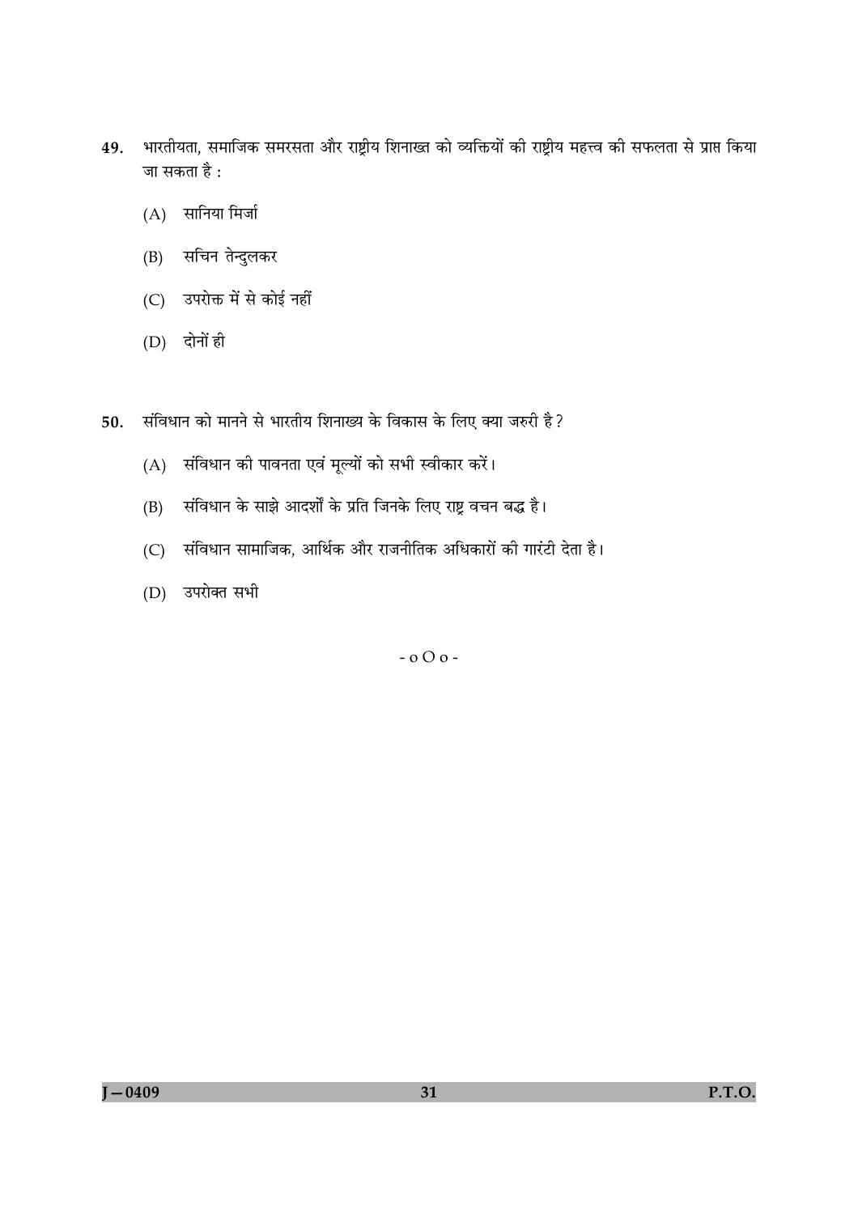49. भारतीयता, समाजिक समरसता और राष्ट्रीय शिनाख्त को व्यक्तियों की राष्ट्रीय महत्त्व की सफलता से प्राप्त किया जा सकता है :

    (A) सानिया मिर्जा

    (B) सचिन तेन्दुलकर

    (C) उपरोक्त में से कोई नहीं

    (D) दोनों ही

50. संविधान को मानने से भारतीय शिनाख्य के विकास के लिए क्या जरुरी है?

    (A) संविधान की पावनता एवं मूल्यों को सभी स्वीकार करें।

    (B) संविधान के साझे आदर्शों के प्रति जिनके लिए राष्ट्र वचन बद्ध है।

    (C) संविधान सामाजिक, आर्थिक और राजनीतिक अधिकारों की गारंटी देता है।

    (D) उपरोक्त सभी

- o O o -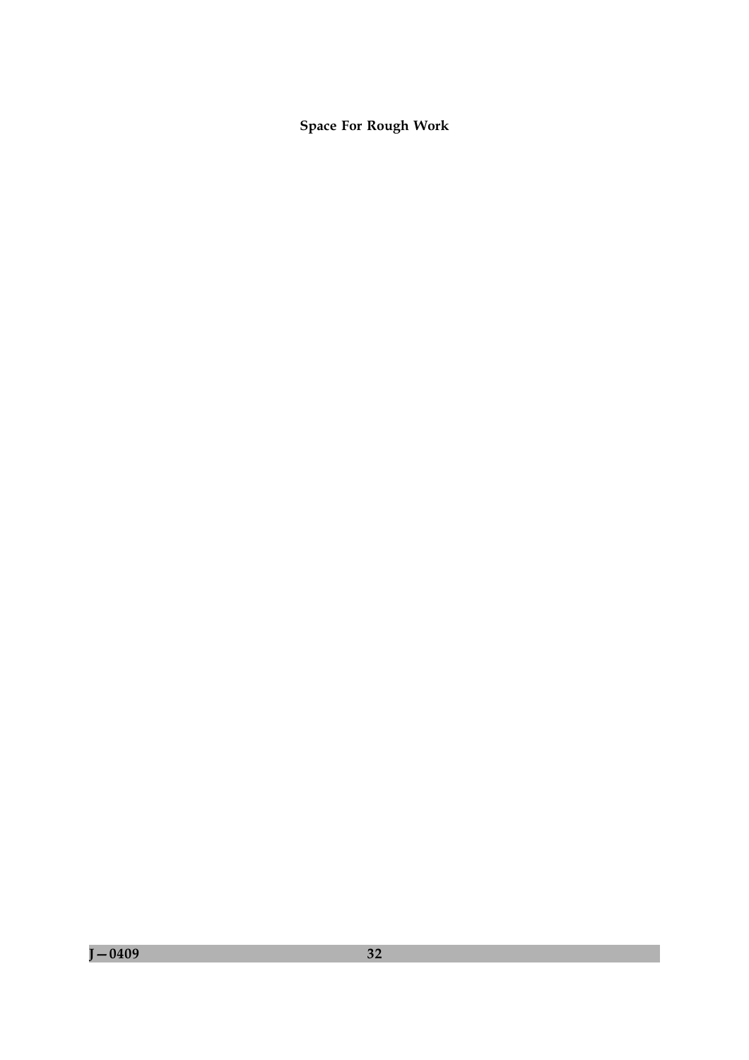**Space For Rough Work**